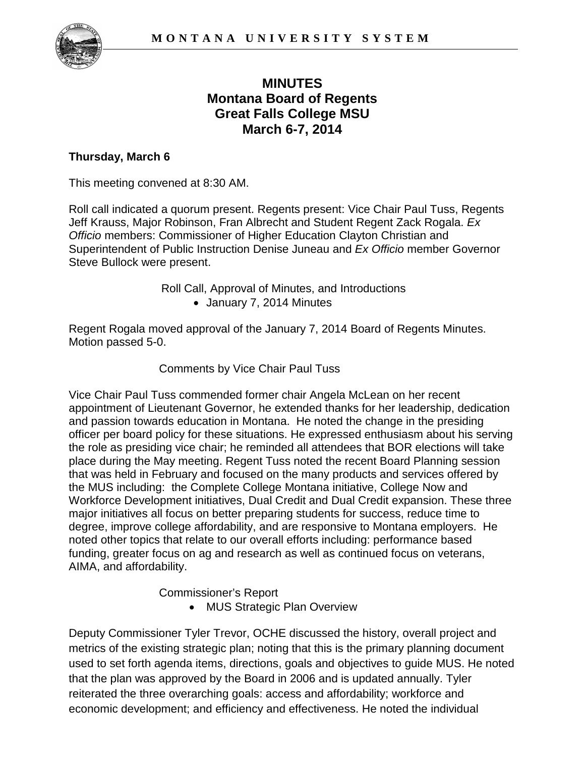# MINUTES
## Montana Board of Regents
## Great Falls College MSU
## March 6-7, 2014

**Thursday, March 6**

This meeting convened at 8:30 AM.

Roll call indicated a quorum present. Regents present: Vice Chair Paul Tuss, Regents Jeff Krauss, Major Robinson, Fran Albrecht and Student Regent Zack Rogala. *Ex Officio* members: Commissioner of Higher Education Clayton Christian and Superintendent of Public Instruction Denise Juneau and *Ex Officio* member Governor Steve Bullock were present.

Roll Call, Approval of Minutes, and Introductions

- January 7, 2014 Minutes

Regent Rogala moved approval of the January 7, 2014 Board of Regents Minutes. Motion passed 5-0.

Comments by Vice Chair Paul Tuss

Vice Chair Paul Tuss commended former chair Angela McLean on her recent appointment of Lieutenant Governor, he extended thanks for her leadership, dedication and passion towards education in Montana. He noted the change in the presiding officer per board policy for these situations. He expressed enthusiasm about his serving the role as presiding vice chair; he reminded all attendees that BOR elections will take place during the May meeting. Regent Tuss noted the recent Board Planning session that was held in February and focused on the many products and services offered by the MUS including: the Complete College Montana initiative, College Now and Workforce Development initiatives, Dual Credit and Dual Credit expansion. These three major initiatives all focus on better preparing students for success, reduce time to degree, improve college affordability, and are responsive to Montana employers. He noted other topics that relate to our overall efforts including: performance based funding, greater focus on ag and research as well as continued focus on veterans, AIMA, and affordability.

Commissioner's Report

- MUS Strategic Plan Overview

Deputy Commissioner Tyler Trevor, OCHE discussed the history, overall project and metrics of the existing strategic plan; noting that this is the primary planning document used to set forth agenda items, directions, goals and objectives to guide MUS. He noted that the plan was approved by the Board in 2006 and is updated annually. Tyler reiterated the three overarching goals: access and affordability; workforce and economic development; and efficiency and effectiveness. He noted the individual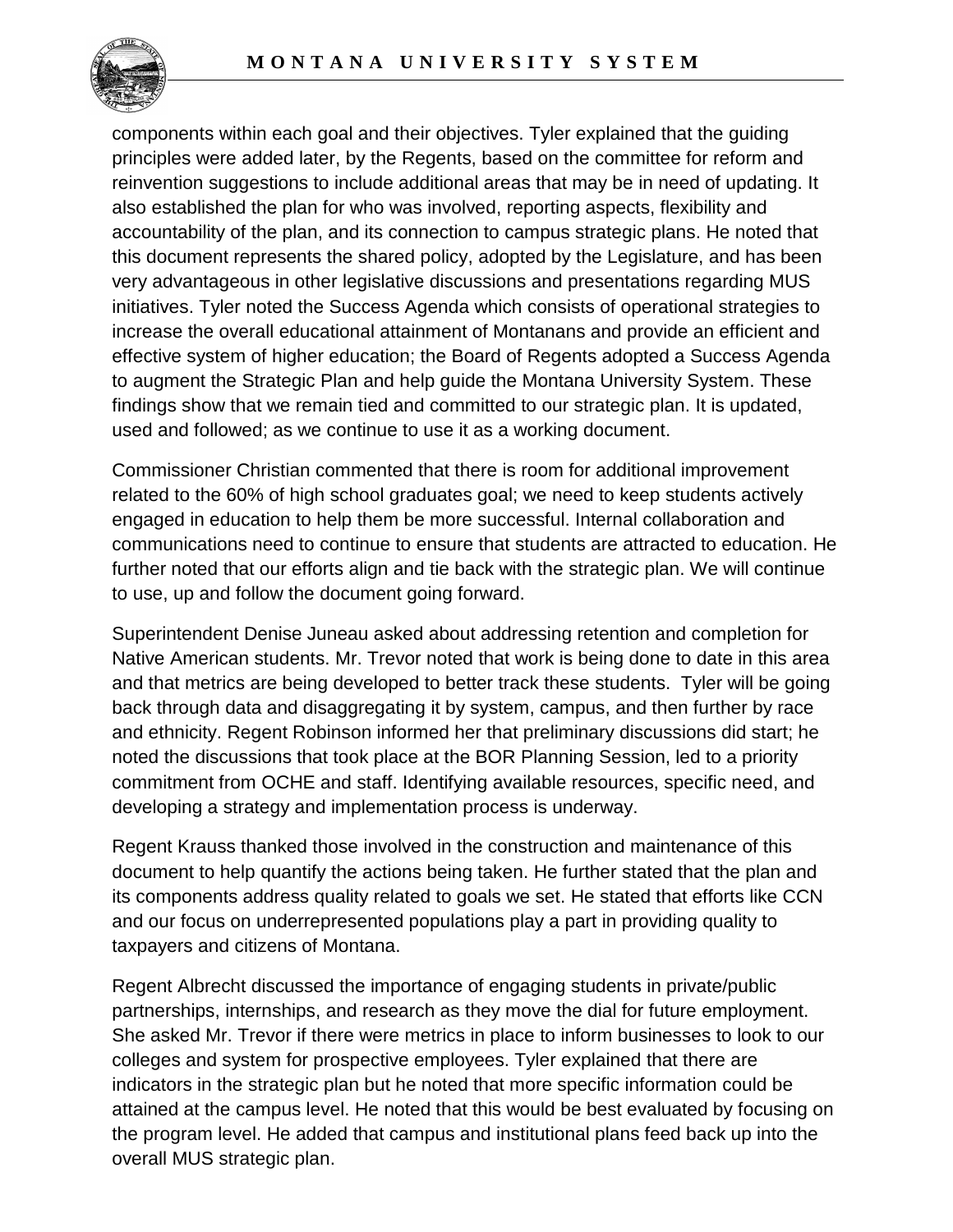components within each goal and their objectives. Tyler explained that the guiding principles were added later, by the Regents, based on the committee for reform and reinvention suggestions to include additional areas that may be in need of updating. It also established the plan for who was involved, reporting aspects, flexibility and accountability of the plan, and its connection to campus strategic plans. He noted that this document represents the shared policy, adopted by the Legislature, and has been very advantageous in other legislative discussions and presentations regarding MUS initiatives. Tyler noted the Success Agenda which consists of operational strategies to increase the overall educational attainment of Montanans and provide an efficient and effective system of higher education; the Board of Regents adopted a Success Agenda to augment the Strategic Plan and help guide the Montana University System. These findings show that we remain tied and committed to our strategic plan. It is updated, used and followed; as we continue to use it as a working document.

Commissioner Christian commented that there is room for additional improvement related to the 60% of high school graduates goal; we need to keep students actively engaged in education to help them be more successful. Internal collaboration and communications need to continue to ensure that students are attracted to education. He further noted that our efforts align and tie back with the strategic plan. We will continue to use, up and follow the document going forward.

Superintendent Denise Juneau asked about addressing retention and completion for Native American students. Mr. Trevor noted that work is being done to date in this area and that metrics are being developed to better track these students. Tyler will be going back through data and disaggregating it by system, campus, and then further by race and ethnicity. Regent Robinson informed her that preliminary discussions did start; he noted the discussions that took place at the BOR Planning Session, led to a priority commitment from OCHE and staff. Identifying available resources, specific need, and developing a strategy and implementation process is underway.

Regent Krauss thanked those involved in the construction and maintenance of this document to help quantify the actions being taken. He further stated that the plan and its components address quality related to goals we set. He stated that efforts like CCN and our focus on underrepresented populations play a part in providing quality to taxpayers and citizens of Montana.

Regent Albrecht discussed the importance of engaging students in private/public partnerships, internships, and research as they move the dial for future employment. She asked Mr. Trevor if there were metrics in place to inform businesses to look to our colleges and system for prospective employees. Tyler explained that there are indicators in the strategic plan but he noted that more specific information could be attained at the campus level. He noted that this would be best evaluated by focusing on the program level. He added that campus and institutional plans feed back up into the overall MUS strategic plan.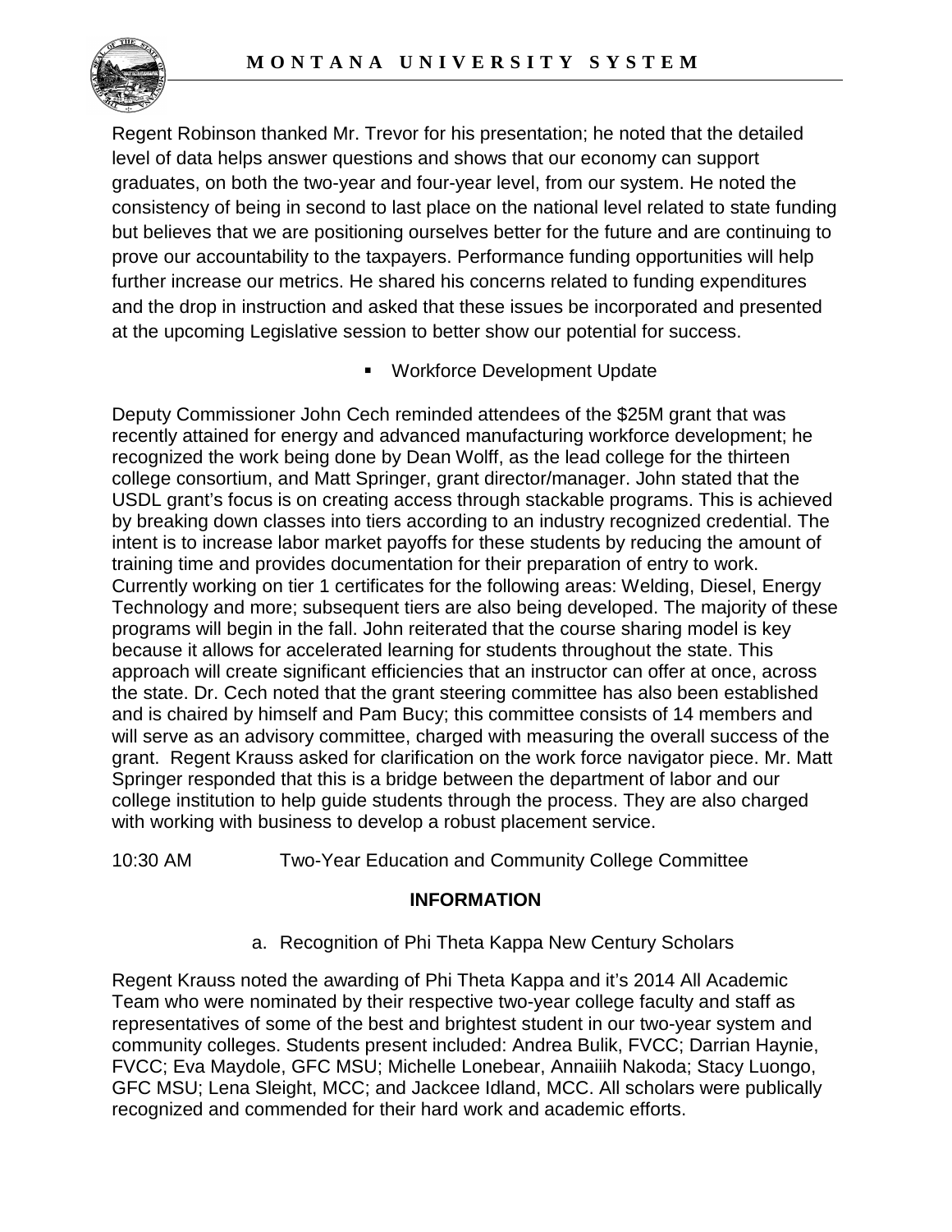Regent Robinson thanked Mr. Trevor for his presentation; he noted that the detailed level of data helps answer questions and shows that our economy can support graduates, on both the two-year and four-year level, from our system. He noted the consistency of being in second to last place on the national level related to state funding but believes that we are positioning ourselves better for the future and are continuing to prove our accountability to the taxpayers. Performance funding opportunities will help further increase our metrics. He shared his concerns related to funding expenditures and the drop in instruction and asked that these issues be incorporated and presented at the upcoming Legislative session to better show our potential for success.

- Workforce Development Update

Deputy Commissioner John Cech reminded attendees of the $25M grant that was recently attained for energy and advanced manufacturing workforce development; he recognized the work being done by Dean Wolff, as the lead college for the thirteen college consortium, and Matt Springer, grant director/manager. John stated that the USDL grant's focus is on creating access through stackable programs. This is achieved by breaking down classes into tiers according to an industry recognized credential. The intent is to increase labor market payoffs for these students by reducing the amount of training time and provides documentation for their preparation of entry to work. Currently working on tier 1 certificates for the following areas: Welding, Diesel, Energy Technology and more; subsequent tiers are also being developed. The majority of these programs will begin in the fall. John reiterated that the course sharing model is key because it allows for accelerated learning for students throughout the state. This approach will create significant efficiencies that an instructor can offer at once, across the state. Dr. Cech noted that the grant steering committee has also been established and is chaired by himself and Pam Bucy; this committee consists of 14 members and will serve as an advisory committee, charged with measuring the overall success of the grant. Regent Krauss asked for clarification on the work force navigator piece. Mr. Matt Springer responded that this is a bridge between the department of labor and our college institution to help guide students through the process. They are also charged with working with business to develop a robust placement service.

10:30 AM Two-Year Education and Community College Committee

**INFORMATION**

a. Recognition of Phi Theta Kappa New Century Scholars

Regent Krauss noted the awarding of Phi Theta Kappa and it's 2014 All Academic Team who were nominated by their respective two-year college faculty and staff as representatives of some of the best and brightest student in our two-year system and community colleges. Students present included: Andrea Bulik, FVCC; Darrian Haynie, FVCC; Eva Maydole, GFC MSU; Michelle Lonebear, Annaiiih Nakoda; Stacy Luongo, GFC MSU; Lena Sleight, MCC; and Jackcee Idland, MCC. All scholars were publically recognized and commended for their hard work and academic efforts.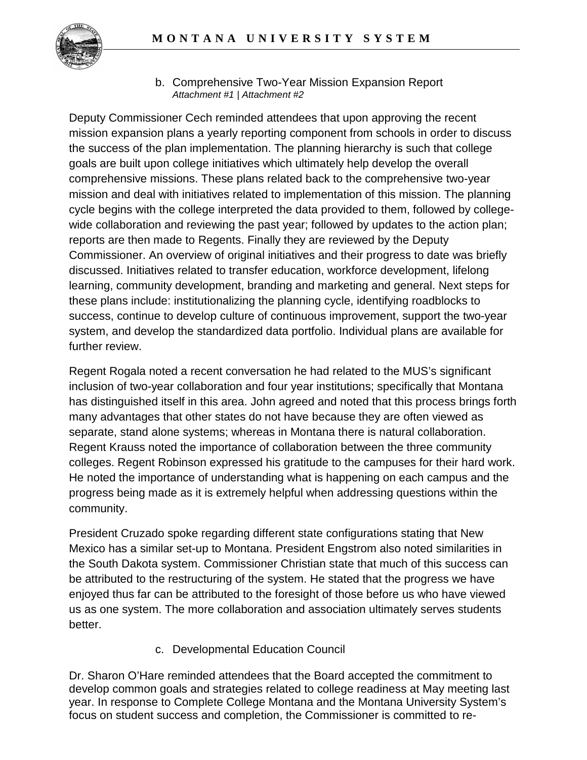b. Comprehensive Two-Year Mission Expansion Report
*Attachment #1 | Attachment #2*

Deputy Commissioner Cech reminded attendees that upon approving the recent mission expansion plans a yearly reporting component from schools in order to discuss the success of the plan implementation. The planning hierarchy is such that college goals are built upon college initiatives which ultimately help develop the overall comprehensive missions. These plans related back to the comprehensive two-year mission and deal with initiatives related to implementation of this mission. The planning cycle begins with the college interpreted the data provided to them, followed by college-wide collaboration and reviewing the past year; followed by updates to the action plan; reports are then made to Regents. Finally they are reviewed by the Deputy Commissioner. An overview of original initiatives and their progress to date was briefly discussed. Initiatives related to transfer education, workforce development, lifelong learning, community development, branding and marketing and general. Next steps for these plans include: institutionalizing the planning cycle, identifying roadblocks to success, continue to develop culture of continuous improvement, support the two-year system, and develop the standardized data portfolio. Individual plans are available for further review.

Regent Rogala noted a recent conversation he had related to the MUS's significant inclusion of two-year collaboration and four year institutions; specifically that Montana has distinguished itself in this area. John agreed and noted that this process brings forth many advantages that other states do not have because they are often viewed as separate, stand alone systems; whereas in Montana there is natural collaboration. Regent Krauss noted the importance of collaboration between the three community colleges. Regent Robinson expressed his gratitude to the campuses for their hard work. He noted the importance of understanding what is happening on each campus and the progress being made as it is extremely helpful when addressing questions within the community.

President Cruzado spoke regarding different state configurations stating that New Mexico has a similar set-up to Montana. President Engstrom also noted similarities in the South Dakota system. Commissioner Christian state that much of this success can be attributed to the restructuring of the system. He stated that the progress we have enjoyed thus far can be attributed to the foresight of those before us who have viewed us as one system. The more collaboration and association ultimately serves students better.

c. Developmental Education Council

Dr. Sharon O'Hare reminded attendees that the Board accepted the commitment to develop common goals and strategies related to college readiness at May meeting last year. In response to Complete College Montana and the Montana University System's focus on student success and completion, the Commissioner is committed to re-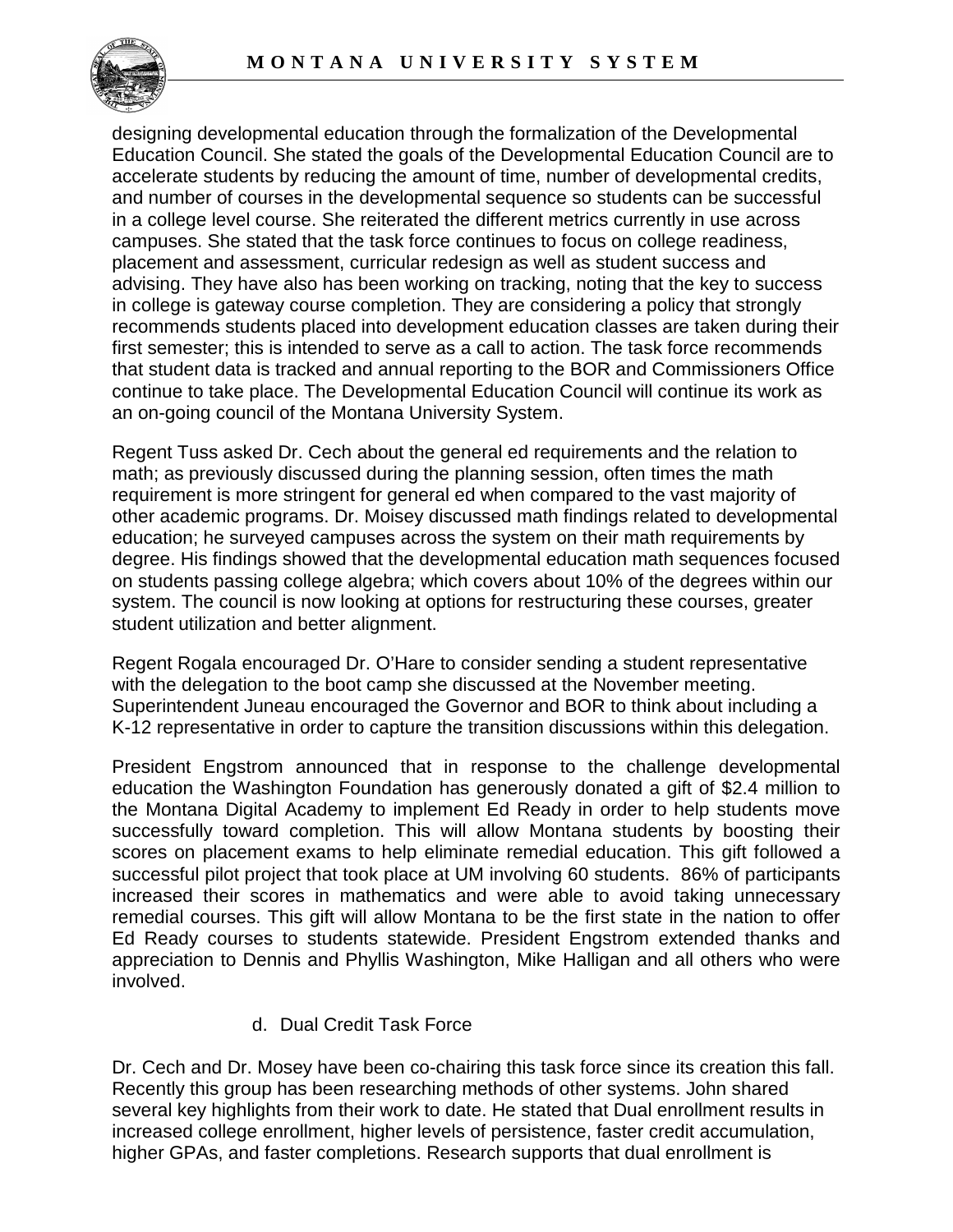designing developmental education through the formalization of the Developmental Education Council. She stated the goals of the Developmental Education Council are to accelerate students by reducing the amount of time, number of developmental credits, and number of courses in the developmental sequence so students can be successful in a college level course. She reiterated the different metrics currently in use across campuses. She stated that the task force continues to focus on college readiness, placement and assessment, curricular redesign as well as student success and advising. They have also has been working on tracking, noting that the key to success in college is gateway course completion. They are considering a policy that strongly recommends students placed into development education classes are taken during their first semester; this is intended to serve as a call to action. The task force recommends that student data is tracked and annual reporting to the BOR and Commissioners Office continue to take place. The Developmental Education Council will continue its work as an on-going council of the Montana University System.

Regent Tuss asked Dr. Cech about the general ed requirements and the relation to math; as previously discussed during the planning session, often times the math requirement is more stringent for general ed when compared to the vast majority of other academic programs. Dr. Moisey discussed math findings related to developmental education; he surveyed campuses across the system on their math requirements by degree. His findings showed that the developmental education math sequences focused on students passing college algebra; which covers about 10% of the degrees within our system. The council is now looking at options for restructuring these courses, greater student utilization and better alignment.

Regent Rogala encouraged Dr. O'Hare to consider sending a student representative with the delegation to the boot camp she discussed at the November meeting. Superintendent Juneau encouraged the Governor and BOR to think about including a K-12 representative in order to capture the transition discussions within this delegation.

President Engstrom announced that in response to the challenge developmental education the Washington Foundation has generously donated a gift of $2.4 million to the Montana Digital Academy to implement Ed Ready in order to help students move successfully toward completion. This will allow Montana students by boosting their scores on placement exams to help eliminate remedial education. This gift followed a successful pilot project that took place at UM involving 60 students. 86% of participants increased their scores in mathematics and were able to avoid taking unnecessary remedial courses. This gift will allow Montana to be the first state in the nation to offer Ed Ready courses to students statewide. President Engstrom extended thanks and appreciation to Dennis and Phyllis Washington, Mike Halligan and all others who were involved.

d. Dual Credit Task Force

Dr. Cech and Dr. Mosey have been co-chairing this task force since its creation this fall. Recently this group has been researching methods of other systems. John shared several key highlights from their work to date. He stated that Dual enrollment results in increased college enrollment, higher levels of persistence, faster credit accumulation, higher GPAs, and faster completions. Research supports that dual enrollment is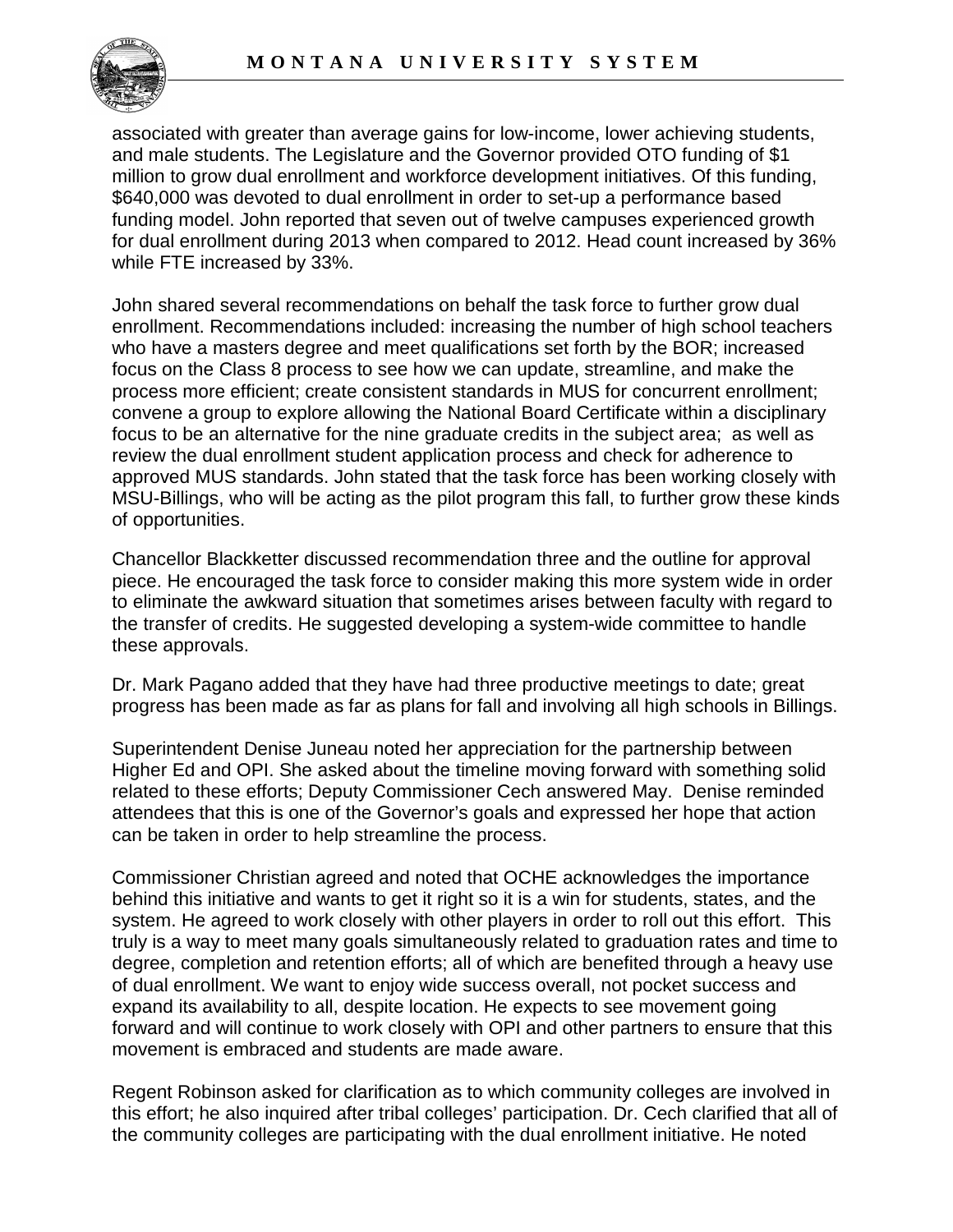associated with greater than average gains for low-income, lower achieving students, and male students. The Legislature and the Governor provided OTO funding of $1 million to grow dual enrollment and workforce development initiatives. Of this funding, $640,000 was devoted to dual enrollment in order to set-up a performance based funding model. John reported that seven out of twelve campuses experienced growth for dual enrollment during 2013 when compared to 2012. Head count increased by 36% while FTE increased by 33%.

John shared several recommendations on behalf the task force to further grow dual enrollment. Recommendations included: increasing the number of high school teachers who have a masters degree and meet qualifications set forth by the BOR; increased focus on the Class 8 process to see how we can update, streamline, and make the process more efficient; create consistent standards in MUS for concurrent enrollment; convene a group to explore allowing the National Board Certificate within a disciplinary focus to be an alternative for the nine graduate credits in the subject area; as well as review the dual enrollment student application process and check for adherence to approved MUS standards. John stated that the task force has been working closely with MSU-Billings, who will be acting as the pilot program this fall, to further grow these kinds of opportunities.

Chancellor Blackketter discussed recommendation three and the outline for approval piece. He encouraged the task force to consider making this more system wide in order to eliminate the awkward situation that sometimes arises between faculty with regard to the transfer of credits. He suggested developing a system-wide committee to handle these approvals.

Dr. Mark Pagano added that they have had three productive meetings to date; great progress has been made as far as plans for fall and involving all high schools in Billings.

Superintendent Denise Juneau noted her appreciation for the partnership between Higher Ed and OPI. She asked about the timeline moving forward with something solid related to these efforts; Deputy Commissioner Cech answered May. Denise reminded attendees that this is one of the Governor's goals and expressed her hope that action can be taken in order to help streamline the process.

Commissioner Christian agreed and noted that OCHE acknowledges the importance behind this initiative and wants to get it right so it is a win for students, states, and the system. He agreed to work closely with other players in order to roll out this effort. This truly is a way to meet many goals simultaneously related to graduation rates and time to degree, completion and retention efforts; all of which are benefited through a heavy use of dual enrollment. We want to enjoy wide success overall, not pocket success and expand its availability to all, despite location. He expects to see movement going forward and will continue to work closely with OPI and other partners to ensure that this movement is embraced and students are made aware.

Regent Robinson asked for clarification as to which community colleges are involved in this effort; he also inquired after tribal colleges' participation. Dr. Cech clarified that all of the community colleges are participating with the dual enrollment initiative. He noted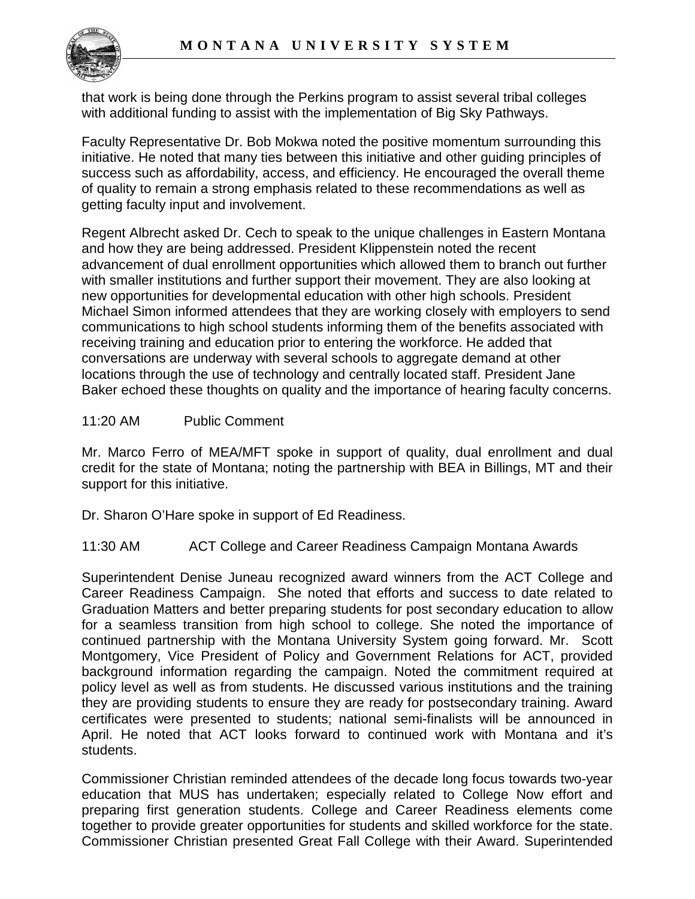that work is being done through the Perkins program to assist several tribal colleges with additional funding to assist with the implementation of Big Sky Pathways.

Faculty Representative Dr. Bob Mokwa noted the positive momentum surrounding this initiative. He noted that many ties between this initiative and other guiding principles of success such as affordability, access, and efficiency. He encouraged the overall theme of quality to remain a strong emphasis related to these recommendations as well as getting faculty input and involvement.

Regent Albrecht asked Dr. Cech to speak to the unique challenges in Eastern Montana and how they are being addressed. President Klippenstein noted the recent advancement of dual enrollment opportunities which allowed them to branch out further with smaller institutions and further support their movement. They are also looking at new opportunities for developmental education with other high schools. President Michael Simon informed attendees that they are working closely with employers to send communications to high school students informing them of the benefits associated with receiving training and education prior to entering the workforce. He added that conversations are underway with several schools to aggregate demand at other locations through the use of technology and centrally located staff. President Jane Baker echoed these thoughts on quality and the importance of hearing faculty concerns.

11:20 AM Public Comment

Mr. Marco Ferro of MEA/MFT spoke in support of quality, dual enrollment and dual credit for the state of Montana; noting the partnership with BEA in Billings, MT and their support for this initiative.

Dr. Sharon O'Hare spoke in support of Ed Readiness.

11:30 AM ACT College and Career Readiness Campaign Montana Awards

Superintendent Denise Juneau recognized award winners from the ACT College and Career Readiness Campaign. She noted that efforts and success to date related to Graduation Matters and better preparing students for post secondary education to allow for a seamless transition from high school to college. She noted the importance of continued partnership with the Montana University System going forward. Mr. Scott Montgomery, Vice President of Policy and Government Relations for ACT, provided background information regarding the campaign. Noted the commitment required at policy level as well as from students. He discussed various institutions and the training they are providing students to ensure they are ready for postsecondary training. Award certificates were presented to students; national semi-finalists will be announced in April. He noted that ACT looks forward to continued work with Montana and it's students.

Commissioner Christian reminded attendees of the decade long focus towards two-year education that MUS has undertaken; especially related to College Now effort and preparing first generation students. College and Career Readiness elements come together to provide greater opportunities for students and skilled workforce for the state. Commissioner Christian presented Great Fall College with their Award. Superintended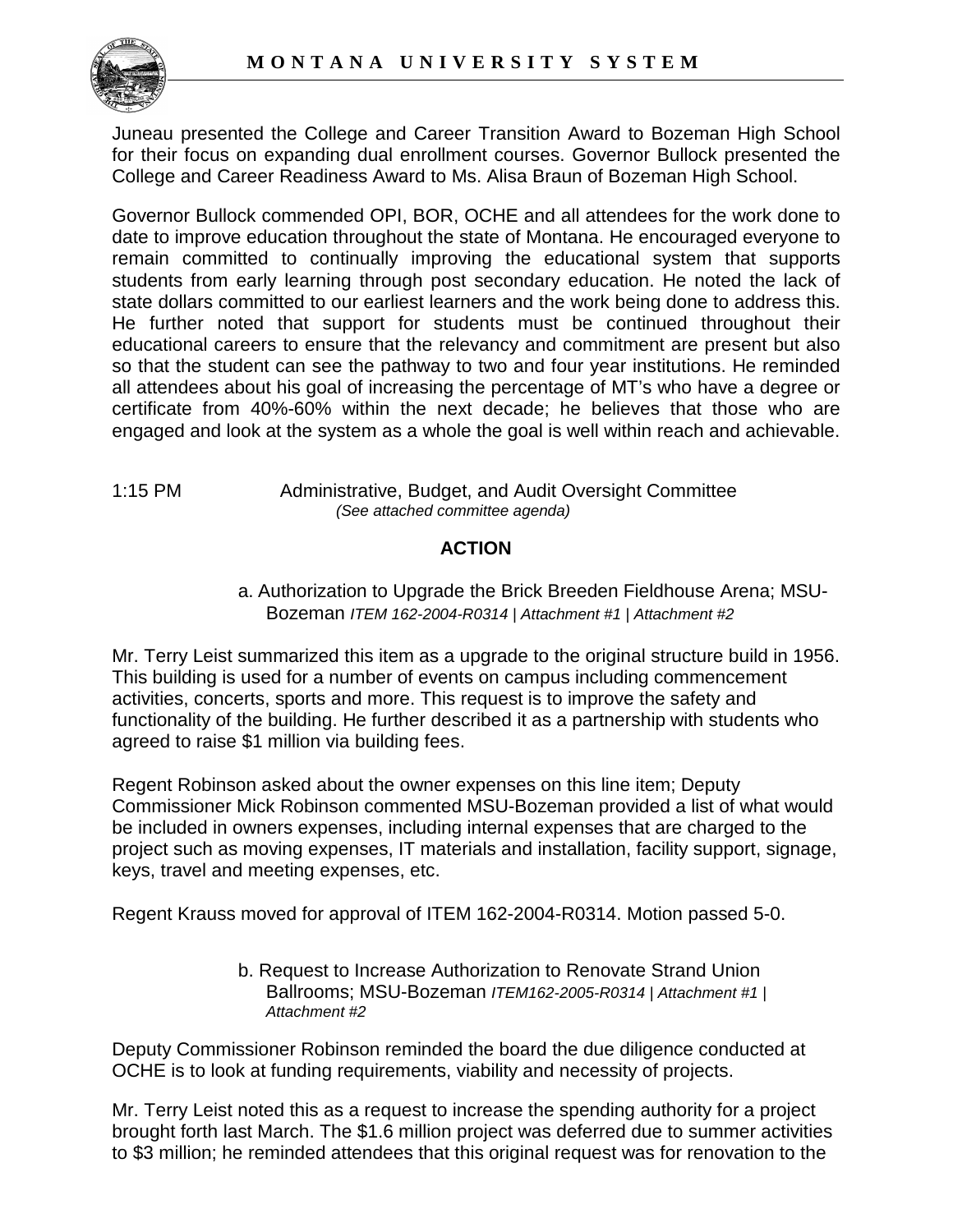Juneau presented the College and Career Transition Award to Bozeman High School for their focus on expanding dual enrollment courses. Governor Bullock presented the College and Career Readiness Award to Ms. Alisa Braun of Bozeman High School.

Governor Bullock commended OPI, BOR, OCHE and all attendees for the work done to date to improve education throughout the state of Montana. He encouraged everyone to remain committed to continually improving the educational system that supports students from early learning through post secondary education. He noted the lack of state dollars committed to our earliest learners and the work being done to address this. He further noted that support for students must be continued throughout their educational careers to ensure that the relevancy and commitment are present but also so that the student can see the pathway to two and four year institutions. He reminded all attendees about his goal of increasing the percentage of MT's who have a degree or certificate from 40%-60% within the next decade; he believes that those who are engaged and look at the system as a whole the goal is well within reach and achievable.

1:15 PM Administrative, Budget, and Audit Oversight Committee
*(See attached committee agenda)*

**ACTION**

a. Authorization to Upgrade the Brick Breeden Fieldhouse Arena; MSU-Bozeman *ITEM 162-2004-R0314 | Attachment #1 | Attachment #2*

Mr. Terry Leist summarized this item as a upgrade to the original structure build in 1956. This building is used for a number of events on campus including commencement activities, concerts, sports and more. This request is to improve the safety and functionality of the building. He further described it as a partnership with students who agreed to raise $1 million via building fees.

Regent Robinson asked about the owner expenses on this line item; Deputy Commissioner Mick Robinson commented MSU-Bozeman provided a list of what would be included in owners expenses, including internal expenses that are charged to the project such as moving expenses, IT materials and installation, facility support, signage, keys, travel and meeting expenses, etc.

Regent Krauss moved for approval of ITEM 162-2004-R0314. Motion passed 5-0.

b. Request to Increase Authorization to Renovate Strand Union Ballrooms; MSU-Bozeman *ITEM162-2005-R0314 | Attachment #1 | Attachment #2*

Deputy Commissioner Robinson reminded the board the due diligence conducted at OCHE is to look at funding requirements, viability and necessity of projects.

Mr. Terry Leist noted this as a request to increase the spending authority for a project brought forth last March. The $1.6 million project was deferred due to summer activities to $3 million; he reminded attendees that this original request was for renovation to the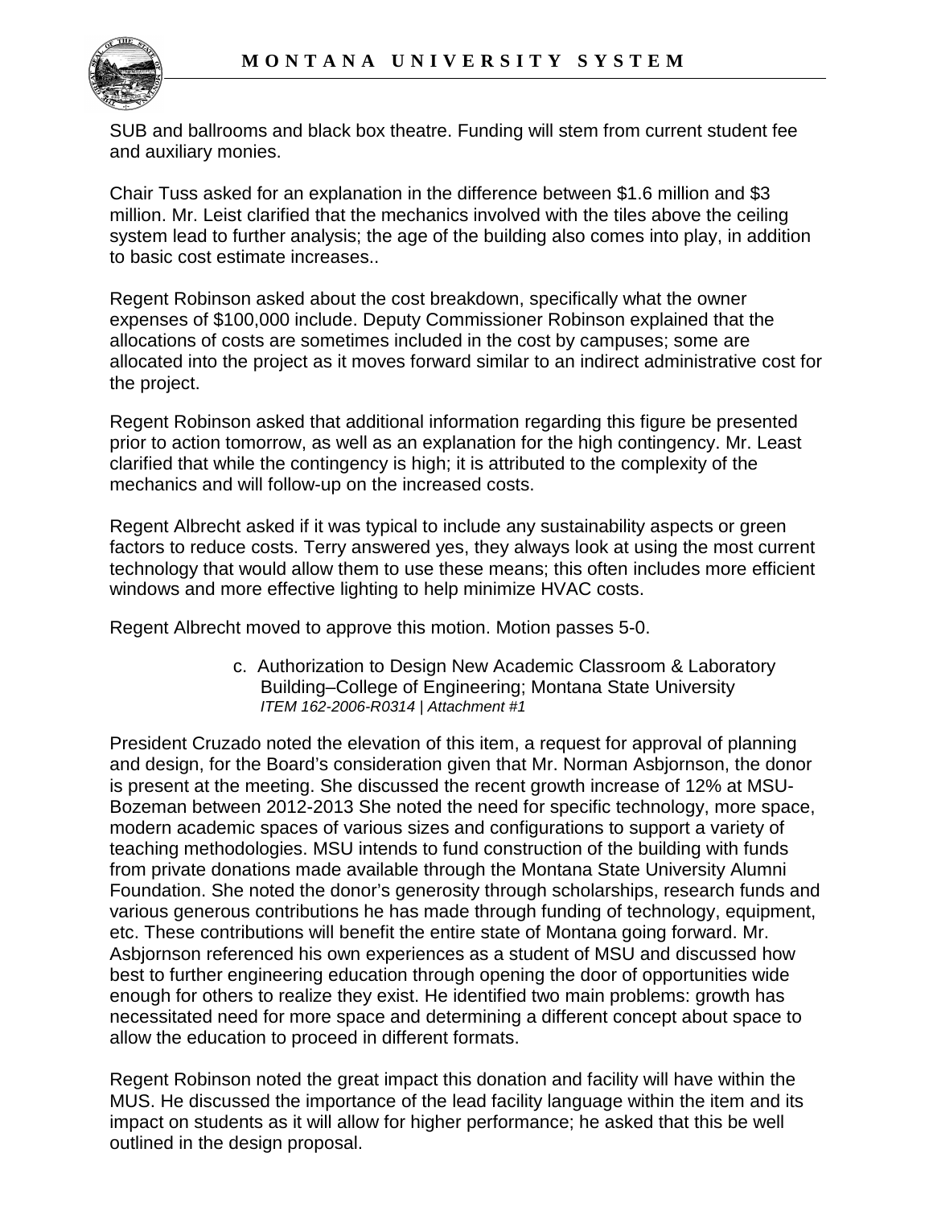SUB and ballrooms and black box theatre. Funding will stem from current student fee and auxiliary monies.

Chair Tuss asked for an explanation in the difference between $1.6 million and $3 million. Mr. Leist clarified that the mechanics involved with the tiles above the ceiling system lead to further analysis; the age of the building also comes into play, in addition to basic cost estimate increases..

Regent Robinson asked about the cost breakdown, specifically what the owner expenses of $100,000 include. Deputy Commissioner Robinson explained that the allocations of costs are sometimes included in the cost by campuses; some are allocated into the project as it moves forward similar to an indirect administrative cost for the project.

Regent Robinson asked that additional information regarding this figure be presented prior to action tomorrow, as well as an explanation for the high contingency. Mr. Least clarified that while the contingency is high; it is attributed to the complexity of the mechanics and will follow-up on the increased costs.

Regent Albrecht asked if it was typical to include any sustainability aspects or green factors to reduce costs. Terry answered yes, they always look at using the most current technology that would allow them to use these means; this often includes more efficient windows and more effective lighting to help minimize HVAC costs.

Regent Albrecht moved to approve this motion. Motion passes 5-0.

c. Authorization to Design New Academic Classroom & Laboratory Building–College of Engineering; Montana State University
*ITEM 162-2006-R0314 | Attachment #1*

President Cruzado noted the elevation of this item, a request for approval of planning and design, for the Board's consideration given that Mr. Norman Asbjornson, the donor is present at the meeting. She discussed the recent growth increase of 12% at MSU-Bozeman between 2012-2013 She noted the need for specific technology, more space, modern academic spaces of various sizes and configurations to support a variety of teaching methodologies. MSU intends to fund construction of the building with funds from private donations made available through the Montana State University Alumni Foundation. She noted the donor's generosity through scholarships, research funds and various generous contributions he has made through funding of technology, equipment, etc. These contributions will benefit the entire state of Montana going forward. Mr. Asbjornson referenced his own experiences as a student of MSU and discussed how best to further engineering education through opening the door of opportunities wide enough for others to realize they exist. He identified two main problems: growth has necessitated need for more space and determining a different concept about space to allow the education to proceed in different formats.

Regent Robinson noted the great impact this donation and facility will have within the MUS. He discussed the importance of the lead facility language within the item and its impact on students as it will allow for higher performance; he asked that this be well outlined in the design proposal.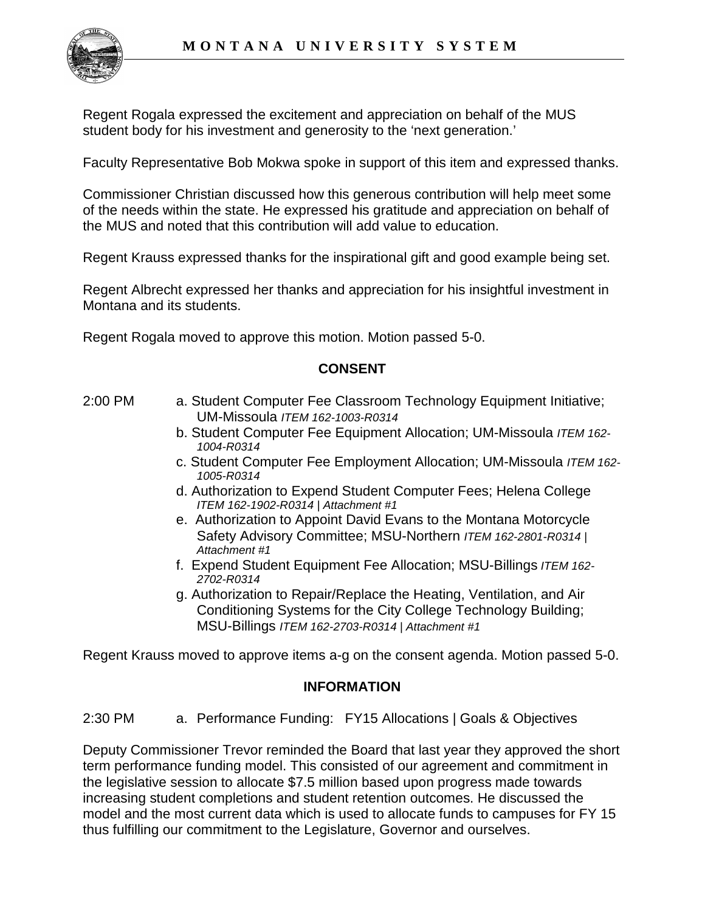Regent Rogala expressed the excitement and appreciation on behalf of the MUS student body for his investment and generosity to the 'next generation.'

Faculty Representative Bob Mokwa spoke in support of this item and expressed thanks.

Commissioner Christian discussed how this generous contribution will help meet some of the needs within the state. He expressed his gratitude and appreciation on behalf of the MUS and noted that this contribution will add value to education.

Regent Krauss expressed thanks for the inspirational gift and good example being set.

Regent Albrecht expressed her thanks and appreciation for his insightful investment in Montana and its students.

Regent Rogala moved to approve this motion. Motion passed 5-0.

## CONSENT

2:00 PM

- a. Student Computer Fee Classroom Technology Equipment Initiative; UM-Missoula *ITEM 162-1003-R0314*
- b. Student Computer Fee Equipment Allocation; UM-Missoula *ITEM 162-1004-R0314*
- c. Student Computer Fee Employment Allocation; UM-Missoula *ITEM 162-1005-R0314*
- d. Authorization to Expend Student Computer Fees; Helena College *ITEM 162-1902-R0314 | Attachment #1*
- e. Authorization to Appoint David Evans to the Montana Motorcycle Safety Advisory Committee; MSU-Northern *ITEM 162-2801-R0314 | Attachment #1*
- f. Expend Student Equipment Fee Allocation; MSU-Billings *ITEM 162-2702-R0314*
- g. Authorization to Repair/Replace the Heating, Ventilation, and Air Conditioning Systems for the City College Technology Building; MSU-Billings *ITEM 162-2703-R0314 | Attachment #1*

Regent Krauss moved to approve items a-g on the consent agenda. Motion passed 5-0.

## INFORMATION

2:30 PM a. Performance Funding: FY15 Allocations | Goals & Objectives

Deputy Commissioner Trevor reminded the Board that last year they approved the short term performance funding model. This consisted of our agreement and commitment in the legislative session to allocate $7.5 million based upon progress made towards increasing student completions and student retention outcomes. He discussed the model and the most current data which is used to allocate funds to campuses for FY 15 thus fulfilling our commitment to the Legislature, Governor and ourselves.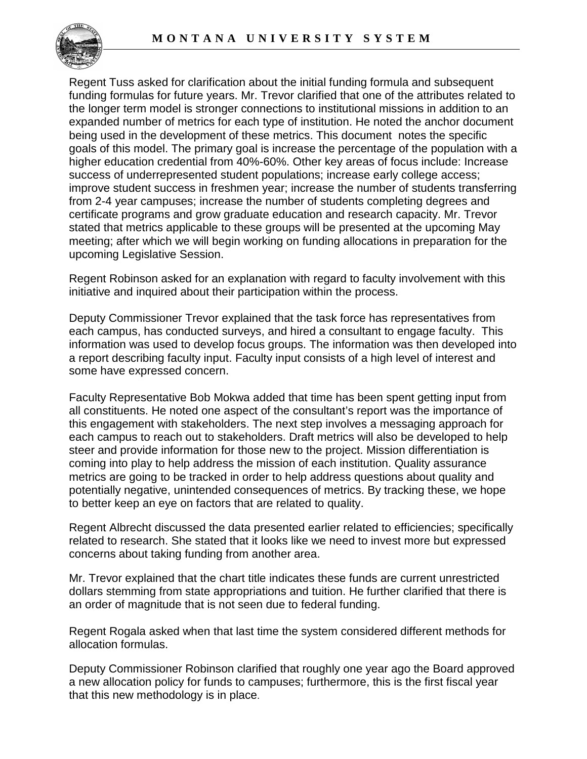Regent Tuss asked for clarification about the initial funding formula and subsequent funding formulas for future years. Mr. Trevor clarified that one of the attributes related to the longer term model is stronger connections to institutional missions in addition to an expanded number of metrics for each type of institution. He noted the anchor document being used in the development of these metrics. This document notes the specific goals of this model. The primary goal is increase the percentage of the population with a higher education credential from 40%-60%. Other key areas of focus include: Increase success of underrepresented student populations; increase early college access; improve student success in freshmen year; increase the number of students transferring from 2-4 year campuses; increase the number of students completing degrees and certificate programs and grow graduate education and research capacity. Mr. Trevor stated that metrics applicable to these groups will be presented at the upcoming May meeting; after which we will begin working on funding allocations in preparation for the upcoming Legislative Session.

Regent Robinson asked for an explanation with regard to faculty involvement with this initiative and inquired about their participation within the process.

Deputy Commissioner Trevor explained that the task force has representatives from each campus, has conducted surveys, and hired a consultant to engage faculty. This information was used to develop focus groups. The information was then developed into a report describing faculty input. Faculty input consists of a high level of interest and some have expressed concern.

Faculty Representative Bob Mokwa added that time has been spent getting input from all constituents. He noted one aspect of the consultant's report was the importance of this engagement with stakeholders. The next step involves a messaging approach for each campus to reach out to stakeholders. Draft metrics will also be developed to help steer and provide information for those new to the project. Mission differentiation is coming into play to help address the mission of each institution. Quality assurance metrics are going to be tracked in order to help address questions about quality and potentially negative, unintended consequences of metrics. By tracking these, we hope to better keep an eye on factors that are related to quality.

Regent Albrecht discussed the data presented earlier related to efficiencies; specifically related to research. She stated that it looks like we need to invest more but expressed concerns about taking funding from another area.

Mr. Trevor explained that the chart title indicates these funds are current unrestricted dollars stemming from state appropriations and tuition. He further clarified that there is an order of magnitude that is not seen due to federal funding.

Regent Rogala asked when that last time the system considered different methods for allocation formulas.

Deputy Commissioner Robinson clarified that roughly one year ago the Board approved a new allocation policy for funds to campuses; furthermore, this is the first fiscal year that this new methodology is in place.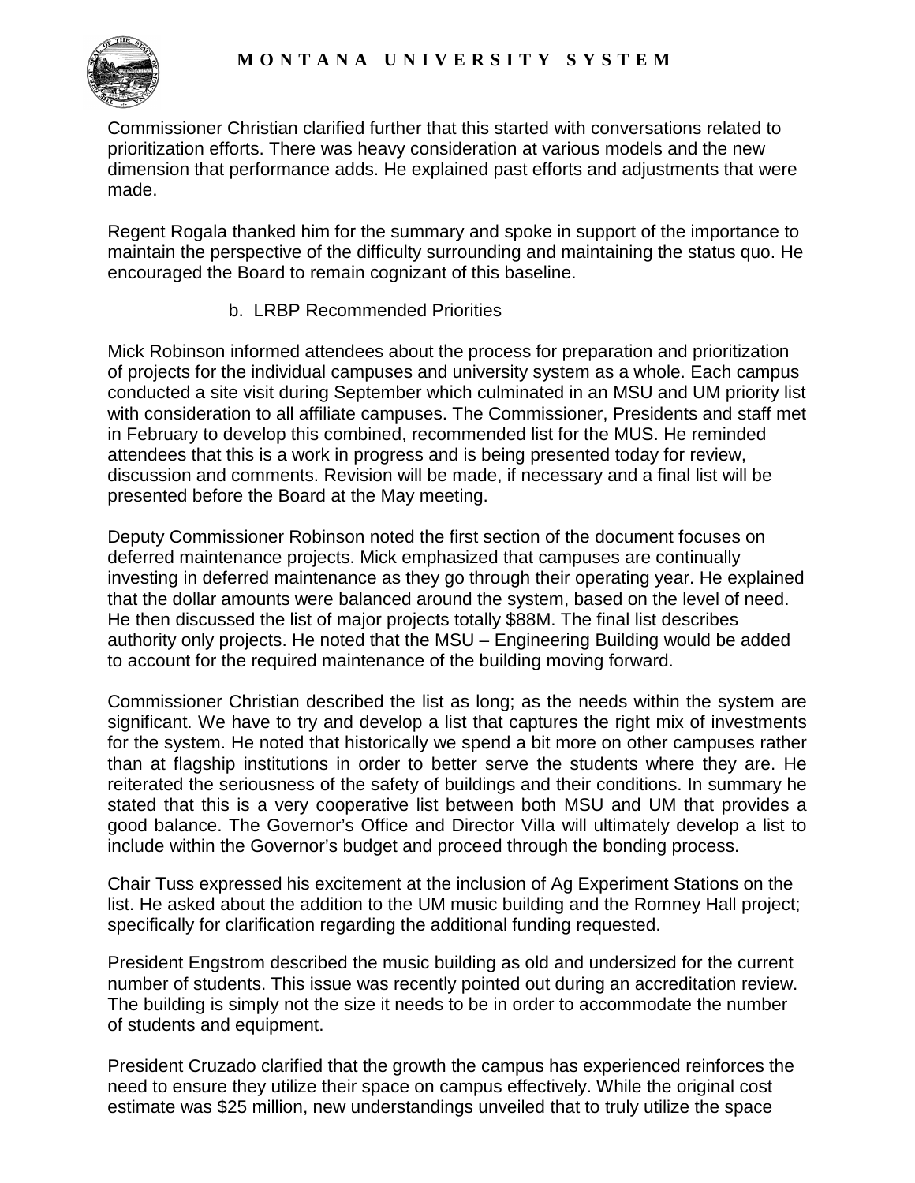Commissioner Christian clarified further that this started with conversations related to prioritization efforts. There was heavy consideration at various models and the new dimension that performance adds. He explained past efforts and adjustments that were made.

Regent Rogala thanked him for the summary and spoke in support of the importance to maintain the perspective of the difficulty surrounding and maintaining the status quo. He encouraged the Board to remain cognizant of this baseline.

b. LRBP Recommended Priorities

Mick Robinson informed attendees about the process for preparation and prioritization of projects for the individual campuses and university system as a whole. Each campus conducted a site visit during September which culminated in an MSU and UM priority list with consideration to all affiliate campuses. The Commissioner, Presidents and staff met in February to develop this combined, recommended list for the MUS. He reminded attendees that this is a work in progress and is being presented today for review, discussion and comments. Revision will be made, if necessary and a final list will be presented before the Board at the May meeting.

Deputy Commissioner Robinson noted the first section of the document focuses on deferred maintenance projects. Mick emphasized that campuses are continually investing in deferred maintenance as they go through their operating year. He explained that the dollar amounts were balanced around the system, based on the level of need. He then discussed the list of major projects totally $88M. The final list describes authority only projects. He noted that the MSU – Engineering Building would be added to account for the required maintenance of the building moving forward.

Commissioner Christian described the list as long; as the needs within the system are significant. We have to try and develop a list that captures the right mix of investments for the system. He noted that historically we spend a bit more on other campuses rather than at flagship institutions in order to better serve the students where they are. He reiterated the seriousness of the safety of buildings and their conditions. In summary he stated that this is a very cooperative list between both MSU and UM that provides a good balance. The Governor's Office and Director Villa will ultimately develop a list to include within the Governor's budget and proceed through the bonding process.

Chair Tuss expressed his excitement at the inclusion of Ag Experiment Stations on the list. He asked about the addition to the UM music building and the Romney Hall project; specifically for clarification regarding the additional funding requested.

President Engstrom described the music building as old and undersized for the current number of students. This issue was recently pointed out during an accreditation review. The building is simply not the size it needs to be in order to accommodate the number of students and equipment.

President Cruzado clarified that the growth the campus has experienced reinforces the need to ensure they utilize their space on campus effectively. While the original cost estimate was $25 million, new understandings unveiled that to truly utilize the space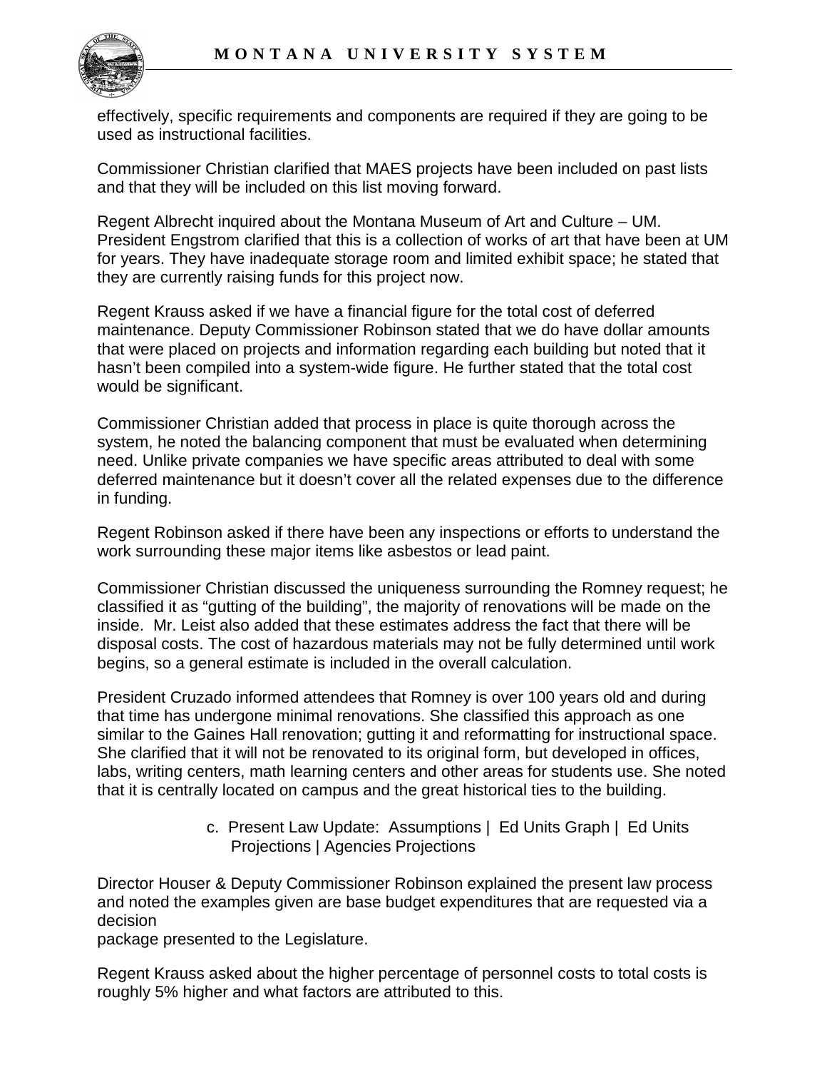effectively, specific requirements and components are required if they are going to be used as instructional facilities.

Commissioner Christian clarified that MAES projects have been included on past lists and that they will be included on this list moving forward.

Regent Albrecht inquired about the Montana Museum of Art and Culture – UM. President Engstrom clarified that this is a collection of works of art that have been at UM for years. They have inadequate storage room and limited exhibit space; he stated that they are currently raising funds for this project now.

Regent Krauss asked if we have a financial figure for the total cost of deferred maintenance. Deputy Commissioner Robinson stated that we do have dollar amounts that were placed on projects and information regarding each building but noted that it hasn't been compiled into a system-wide figure. He further stated that the total cost would be significant.

Commissioner Christian added that process in place is quite thorough across the system, he noted the balancing component that must be evaluated when determining need. Unlike private companies we have specific areas attributed to deal with some deferred maintenance but it doesn't cover all the related expenses due to the difference in funding.

Regent Robinson asked if there have been any inspections or efforts to understand the work surrounding these major items like asbestos or lead paint.

Commissioner Christian discussed the uniqueness surrounding the Romney request; he classified it as "gutting of the building", the majority of renovations will be made on the inside. Mr. Leist also added that these estimates address the fact that there will be disposal costs. The cost of hazardous materials may not be fully determined until work begins, so a general estimate is included in the overall calculation.

President Cruzado informed attendees that Romney is over 100 years old and during that time has undergone minimal renovations. She classified this approach as one similar to the Gaines Hall renovation; gutting it and reformatting for instructional space. She clarified that it will not be renovated to its original form, but developed in offices, labs, writing centers, math learning centers and other areas for students use. She noted that it is centrally located on campus and the great historical ties to the building.

c. Present Law Update: Assumptions | Ed Units Graph | Ed Units Projections | Agencies Projections

Director Houser & Deputy Commissioner Robinson explained the present law process and noted the examples given are base budget expenditures that are requested via a decision package presented to the Legislature.

Regent Krauss asked about the higher percentage of personnel costs to total costs is roughly 5% higher and what factors are attributed to this.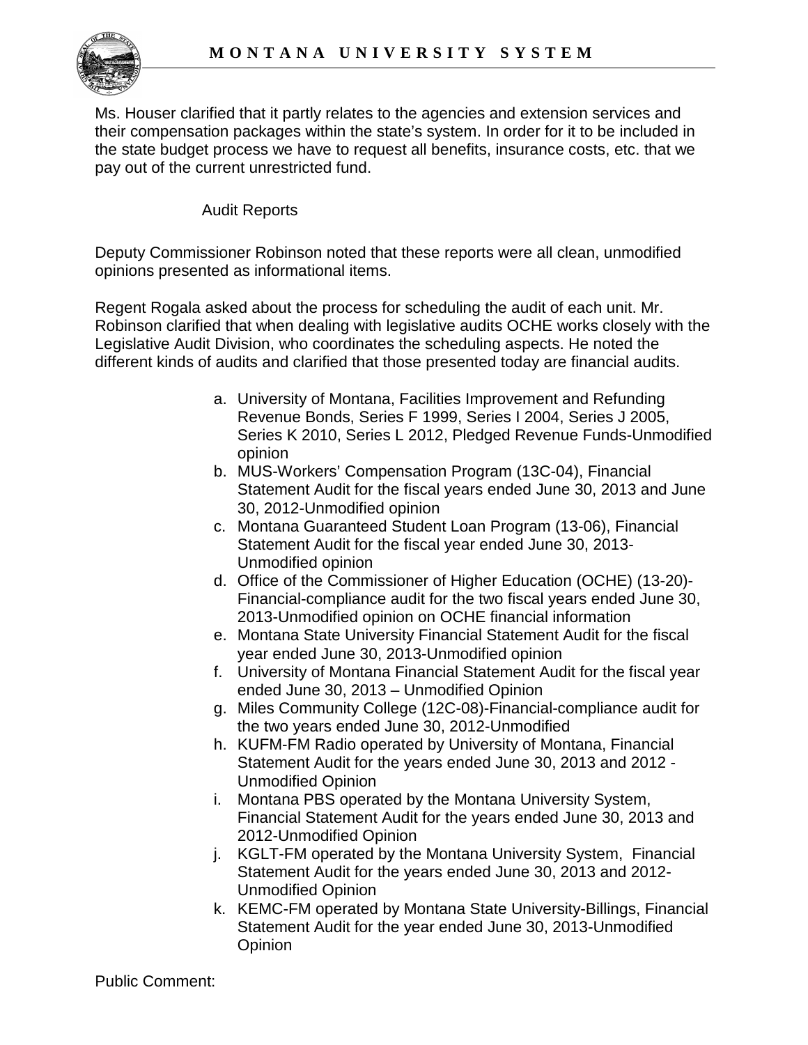Ms. Houser clarified that it partly relates to the agencies and extension services and their compensation packages within the state's system. In order for it to be included in the state budget process we have to request all benefits, insurance costs, etc. that we pay out of the current unrestricted fund.

Audit Reports

Deputy Commissioner Robinson noted that these reports were all clean, unmodified opinions presented as informational items.

Regent Rogala asked about the process for scheduling the audit of each unit. Mr. Robinson clarified that when dealing with legislative audits OCHE works closely with the Legislative Audit Division, who coordinates the scheduling aspects. He noted the different kinds of audits and clarified that those presented today are financial audits.

a. University of Montana, Facilities Improvement and Refunding Revenue Bonds, Series F 1999, Series I 2004, Series J 2005, Series K 2010, Series L 2012, Pledged Revenue Funds-Unmodified opinion
b. MUS-Workers' Compensation Program (13C-04), Financial Statement Audit for the fiscal years ended June 30, 2013 and June 30, 2012-Unmodified opinion
c. Montana Guaranteed Student Loan Program (13-06), Financial Statement Audit for the fiscal year ended June 30, 2013-Unmodified opinion
d. Office of the Commissioner of Higher Education (OCHE) (13-20)-Financial-compliance audit for the two fiscal years ended June 30, 2013-Unmodified opinion on OCHE financial information
e. Montana State University Financial Statement Audit for the fiscal year ended June 30, 2013-Unmodified opinion
f. University of Montana Financial Statement Audit for the fiscal year ended June 30, 2013 – Unmodified Opinion
g. Miles Community College (12C-08)-Financial-compliance audit for the two years ended June 30, 2012-Unmodified
h. KUFM-FM Radio operated by University of Montana, Financial Statement Audit for the years ended June 30, 2013 and 2012 - Unmodified Opinion
i. Montana PBS operated by the Montana University System, Financial Statement Audit for the years ended June 30, 2013 and 2012-Unmodified Opinion
j. KGLT-FM operated by the Montana University System, Financial Statement Audit for the years ended June 30, 2013 and 2012-Unmodified Opinion
k. KEMC-FM operated by Montana State University-Billings, Financial Statement Audit for the year ended June 30, 2013-Unmodified Opinion

Public Comment: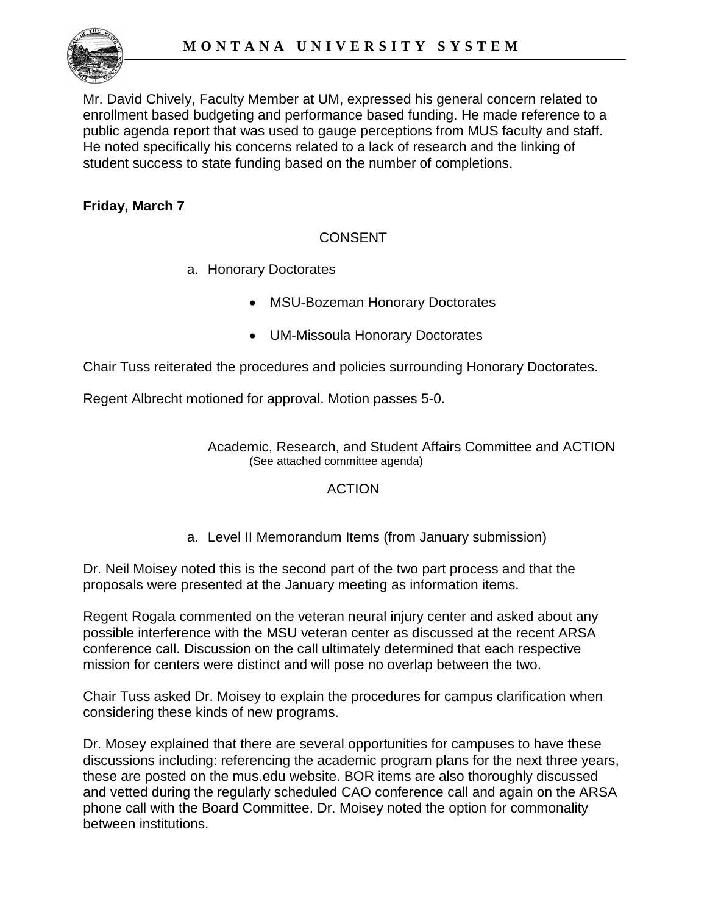Mr. David Chively, Faculty Member at UM, expressed his general concern related to enrollment based budgeting and performance based funding. He made reference to a public agenda report that was used to gauge perceptions from MUS faculty and staff. He noted specifically his concerns related to a lack of research and the linking of student success to state funding based on the number of completions.

**Friday, March 7**

CONSENT

a. Honorary Doctorates

- MSU-Bozeman Honorary Doctorates
- UM-Missoula Honorary Doctorates

Chair Tuss reiterated the procedures and policies surrounding Honorary Doctorates.

Regent Albrecht motioned for approval. Motion passes 5-0.

Academic, Research, and Student Affairs Committee and ACTION
(See attached committee agenda)

ACTION

a. Level II Memorandum Items (from January submission)

Dr. Neil Moisey noted this is the second part of the two part process and that the proposals were presented at the January meeting as information items.

Regent Rogala commented on the veteran neural injury center and asked about any possible interference with the MSU veteran center as discussed at the recent ARSA conference call. Discussion on the call ultimately determined that each respective mission for centers were distinct and will pose no overlap between the two.

Chair Tuss asked Dr. Moisey to explain the procedures for campus clarification when considering these kinds of new programs.

Dr. Mosey explained that there are several opportunities for campuses to have these discussions including: referencing the academic program plans for the next three years, these are posted on the mus.edu website. BOR items are also thoroughly discussed and vetted during the regularly scheduled CAO conference call and again on the ARSA phone call with the Board Committee. Dr. Moisey noted the option for commonality between institutions.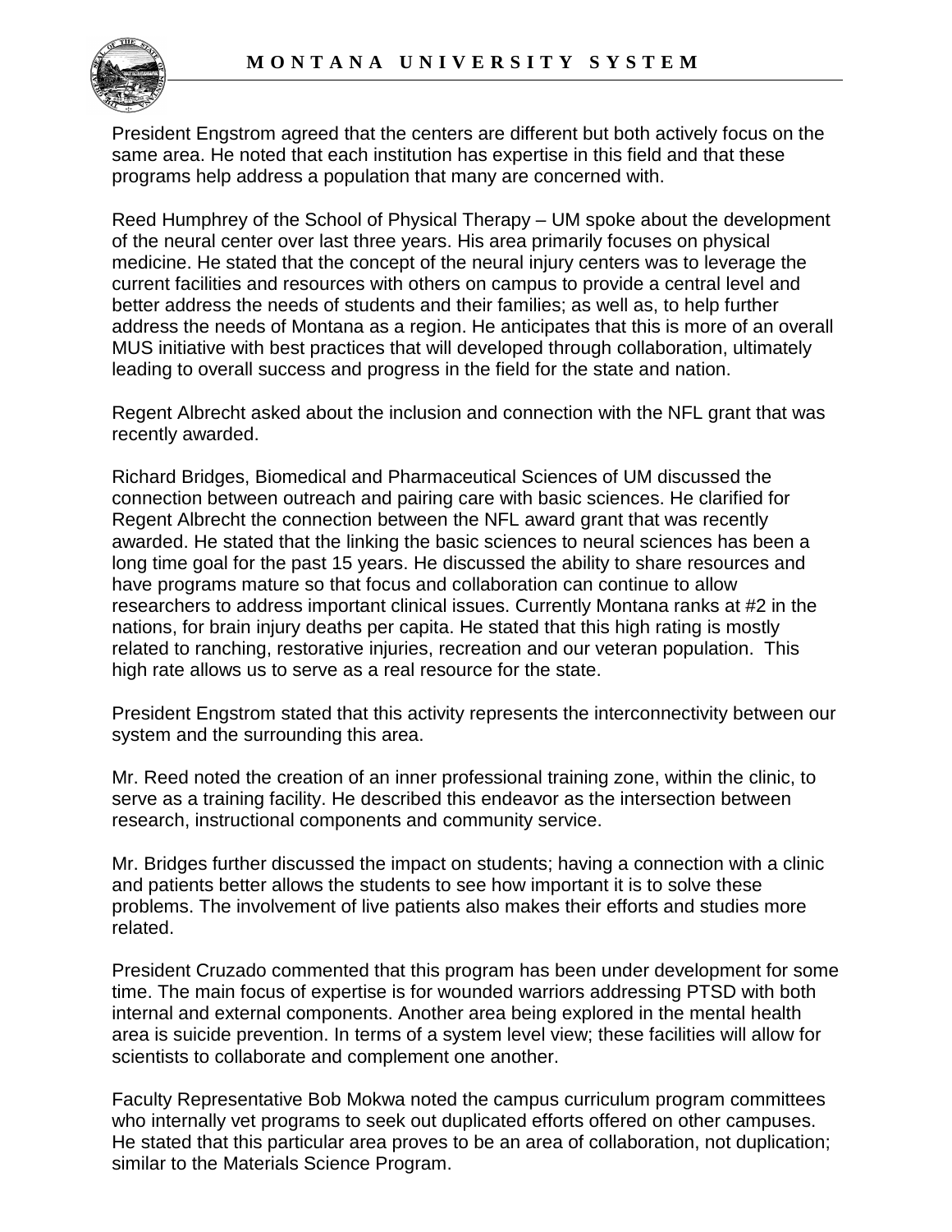President Engstrom agreed that the centers are different but both actively focus on the same area. He noted that each institution has expertise in this field and that these programs help address a population that many are concerned with.

Reed Humphrey of the School of Physical Therapy – UM spoke about the development of the neural center over last three years. His area primarily focuses on physical medicine. He stated that the concept of the neural injury centers was to leverage the current facilities and resources with others on campus to provide a central level and better address the needs of students and their families; as well as, to help further address the needs of Montana as a region. He anticipates that this is more of an overall MUS initiative with best practices that will developed through collaboration, ultimately leading to overall success and progress in the field for the state and nation.

Regent Albrecht asked about the inclusion and connection with the NFL grant that was recently awarded.

Richard Bridges, Biomedical and Pharmaceutical Sciences of UM discussed the connection between outreach and pairing care with basic sciences. He clarified for Regent Albrecht the connection between the NFL award grant that was recently awarded. He stated that the linking the basic sciences to neural sciences has been a long time goal for the past 15 years. He discussed the ability to share resources and have programs mature so that focus and collaboration can continue to allow researchers to address important clinical issues. Currently Montana ranks at #2 in the nations, for brain injury deaths per capita. He stated that this high rating is mostly related to ranching, restorative injuries, recreation and our veteran population. This high rate allows us to serve as a real resource for the state.

President Engstrom stated that this activity represents the interconnectivity between our system and the surrounding this area.

Mr. Reed noted the creation of an inner professional training zone, within the clinic, to serve as a training facility. He described this endeavor as the intersection between research, instructional components and community service.

Mr. Bridges further discussed the impact on students; having a connection with a clinic and patients better allows the students to see how important it is to solve these problems. The involvement of live patients also makes their efforts and studies more related.

President Cruzado commented that this program has been under development for some time. The main focus of expertise is for wounded warriors addressing PTSD with both internal and external components. Another area being explored in the mental health area is suicide prevention. In terms of a system level view; these facilities will allow for scientists to collaborate and complement one another.

Faculty Representative Bob Mokwa noted the campus curriculum program committees who internally vet programs to seek out duplicated efforts offered on other campuses. He stated that this particular area proves to be an area of collaboration, not duplication; similar to the Materials Science Program.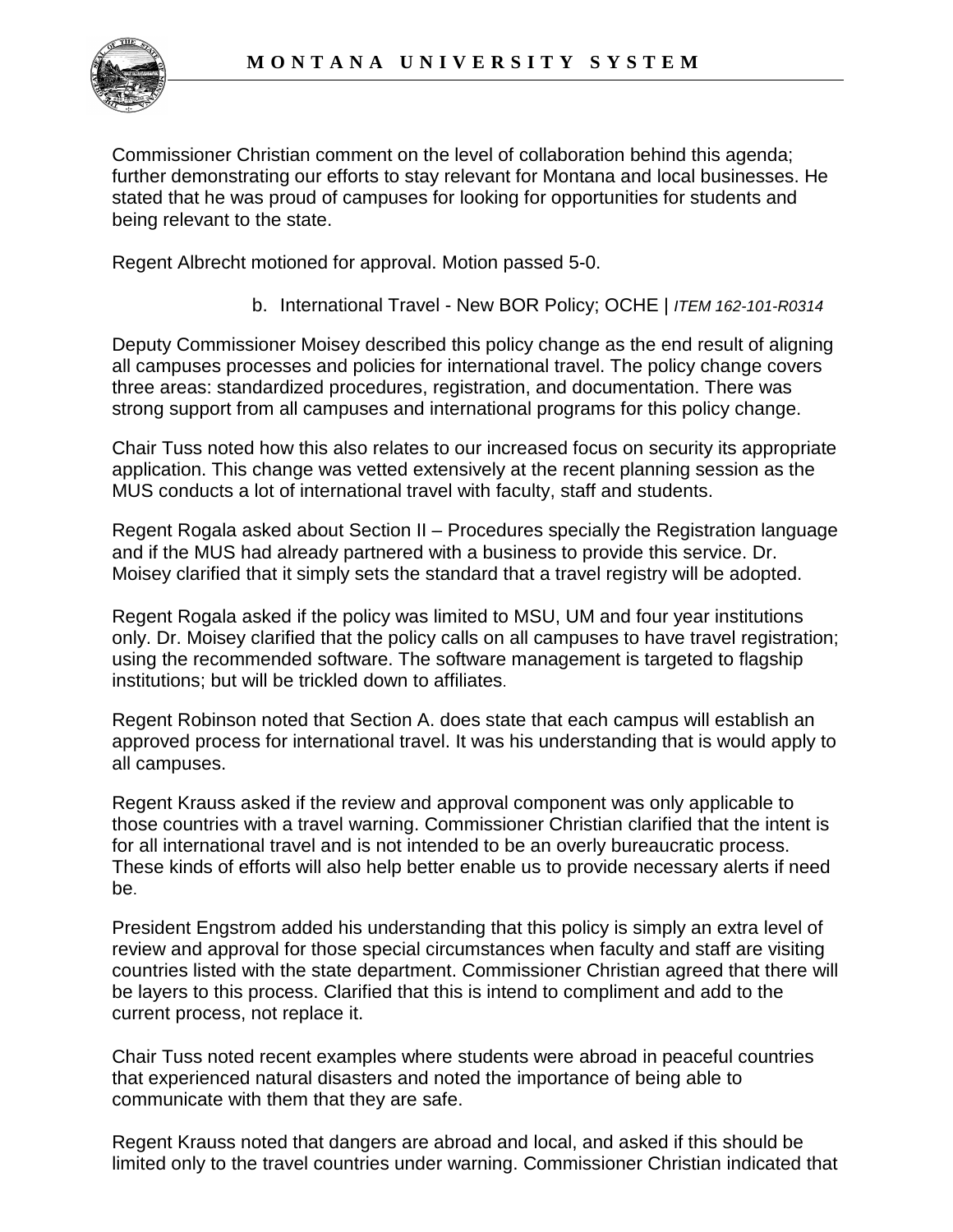Commissioner Christian comment on the level of collaboration behind this agenda; further demonstrating our efforts to stay relevant for Montana and local businesses. He stated that he was proud of campuses for looking for opportunities for students and being relevant to the state.

Regent Albrecht motioned for approval. Motion passed 5-0.

b. International Travel - New BOR Policy; OCHE | *ITEM 162-101-R0314*

Deputy Commissioner Moisey described this policy change as the end result of aligning all campuses processes and policies for international travel. The policy change covers three areas: standardized procedures, registration, and documentation. There was strong support from all campuses and international programs for this policy change.

Chair Tuss noted how this also relates to our increased focus on security its appropriate application. This change was vetted extensively at the recent planning session as the MUS conducts a lot of international travel with faculty, staff and students.

Regent Rogala asked about Section II – Procedures specially the Registration language and if the MUS had already partnered with a business to provide this service. Dr. Moisey clarified that it simply sets the standard that a travel registry will be adopted.

Regent Rogala asked if the policy was limited to MSU, UM and four year institutions only. Dr. Moisey clarified that the policy calls on all campuses to have travel registration; using the recommended software. The software management is targeted to flagship institutions; but will be trickled down to affiliates.

Regent Robinson noted that Section A. does state that each campus will establish an approved process for international travel. It was his understanding that is would apply to all campuses.

Regent Krauss asked if the review and approval component was only applicable to those countries with a travel warning. Commissioner Christian clarified that the intent is for all international travel and is not intended to be an overly bureaucratic process. These kinds of efforts will also help better enable us to provide necessary alerts if need be.

President Engstrom added his understanding that this policy is simply an extra level of review and approval for those special circumstances when faculty and staff are visiting countries listed with the state department. Commissioner Christian agreed that there will be layers to this process. Clarified that this is intend to compliment and add to the current process, not replace it.

Chair Tuss noted recent examples where students were abroad in peaceful countries that experienced natural disasters and noted the importance of being able to communicate with them that they are safe.

Regent Krauss noted that dangers are abroad and local, and asked if this should be limited only to the travel countries under warning. Commissioner Christian indicated that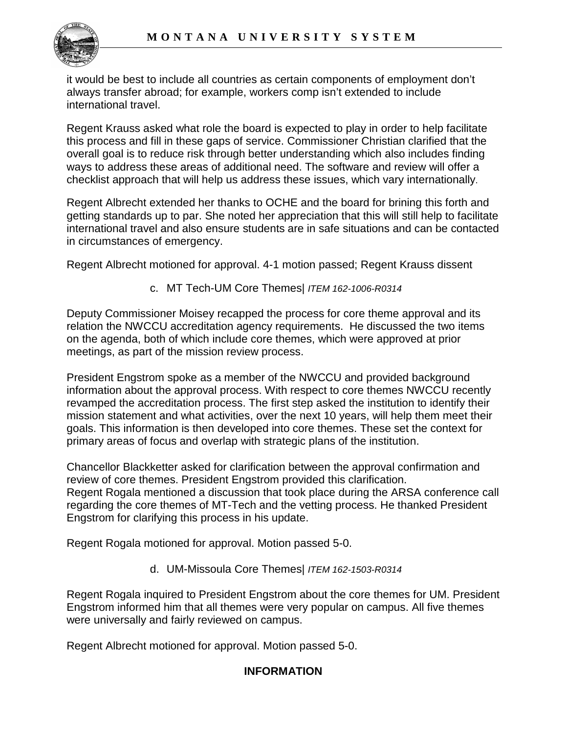it would be best to include all countries as certain components of employment don't always transfer abroad; for example, workers comp isn't extended to include international travel.

Regent Krauss asked what role the board is expected to play in order to help facilitate this process and fill in these gaps of service. Commissioner Christian clarified that the overall goal is to reduce risk through better understanding which also includes finding ways to address these areas of additional need. The software and review will offer a checklist approach that will help us address these issues, which vary internationally.

Regent Albrecht extended her thanks to OCHE and the board for brining this forth and getting standards up to par. She noted her appreciation that this will still help to facilitate international travel and also ensure students are in safe situations and can be contacted in circumstances of emergency.

Regent Albrecht motioned for approval. 4-1 motion passed; Regent Krauss dissent

c. MT Tech-UM Core Themes| *ITEM 162-1006-R0314*

Deputy Commissioner Moisey recapped the process for core theme approval and its relation the NWCCU accreditation agency requirements. He discussed the two items on the agenda, both of which include core themes, which were approved at prior meetings, as part of the mission review process.

President Engstrom spoke as a member of the NWCCU and provided background information about the approval process. With respect to core themes NWCCU recently revamped the accreditation process. The first step asked the institution to identify their mission statement and what activities, over the next 10 years, will help them meet their goals. This information is then developed into core themes. These set the context for primary areas of focus and overlap with strategic plans of the institution.

Chancellor Blackketter asked for clarification between the approval confirmation and review of core themes. President Engstrom provided this clarification.
Regent Rogala mentioned a discussion that took place during the ARSA conference call regarding the core themes of MT-Tech and the vetting process. He thanked President Engstrom for clarifying this process in his update.

Regent Rogala motioned for approval. Motion passed 5-0.

d. UM-Missoula Core Themes| *ITEM 162-1503-R0314*

Regent Rogala inquired to President Engstrom about the core themes for UM. President Engstrom informed him that all themes were very popular on campus. All five themes were universally and fairly reviewed on campus.

Regent Albrecht motioned for approval. Motion passed 5-0.

**INFORMATION**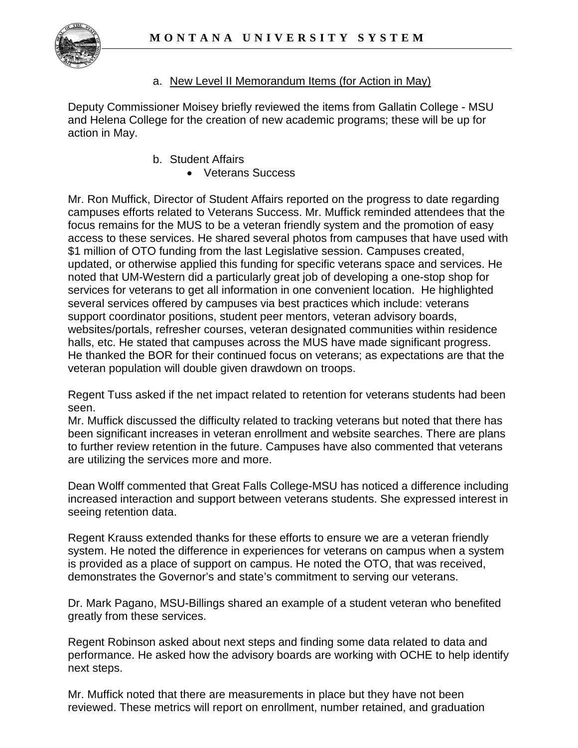a. New Level II Memorandum Items (for Action in May)

Deputy Commissioner Moisey briefly reviewed the items from Gallatin College - MSU and Helena College for the creation of new academic programs; these will be up for action in May.

b. Student Affairs

- Veterans Success

Mr. Ron Muffick, Director of Student Affairs reported on the progress to date regarding campuses efforts related to Veterans Success. Mr. Muffick reminded attendees that the focus remains for the MUS to be a veteran friendly system and the promotion of easy access to these services. He shared several photos from campuses that have used with $1 million of OTO funding from the last Legislative session. Campuses created, updated, or otherwise applied this funding for specific veterans space and services. He noted that UM-Western did a particularly great job of developing a one-stop shop for services for veterans to get all information in one convenient location. He highlighted several services offered by campuses via best practices which include: veterans support coordinator positions, student peer mentors, veteran advisory boards, websites/portals, refresher courses, veteran designated communities within residence halls, etc. He stated that campuses across the MUS have made significant progress. He thanked the BOR for their continued focus on veterans; as expectations are that the veteran population will double given drawdown on troops.

Regent Tuss asked if the net impact related to retention for veterans students had been seen.
Mr. Muffick discussed the difficulty related to tracking veterans but noted that there has been significant increases in veteran enrollment and website searches. There are plans to further review retention in the future. Campuses have also commented that veterans are utilizing the services more and more.

Dean Wolff commented that Great Falls College-MSU has noticed a difference including increased interaction and support between veterans students. She expressed interest in seeing retention data.

Regent Krauss extended thanks for these efforts to ensure we are a veteran friendly system. He noted the difference in experiences for veterans on campus when a system is provided as a place of support on campus. He noted the OTO, that was received, demonstrates the Governor's and state's commitment to serving our veterans.

Dr. Mark Pagano, MSU-Billings shared an example of a student veteran who benefited greatly from these services.

Regent Robinson asked about next steps and finding some data related to data and performance. He asked how the advisory boards are working with OCHE to help identify next steps.

Mr. Muffick noted that there are measurements in place but they have not been reviewed. These metrics will report on enrollment, number retained, and graduation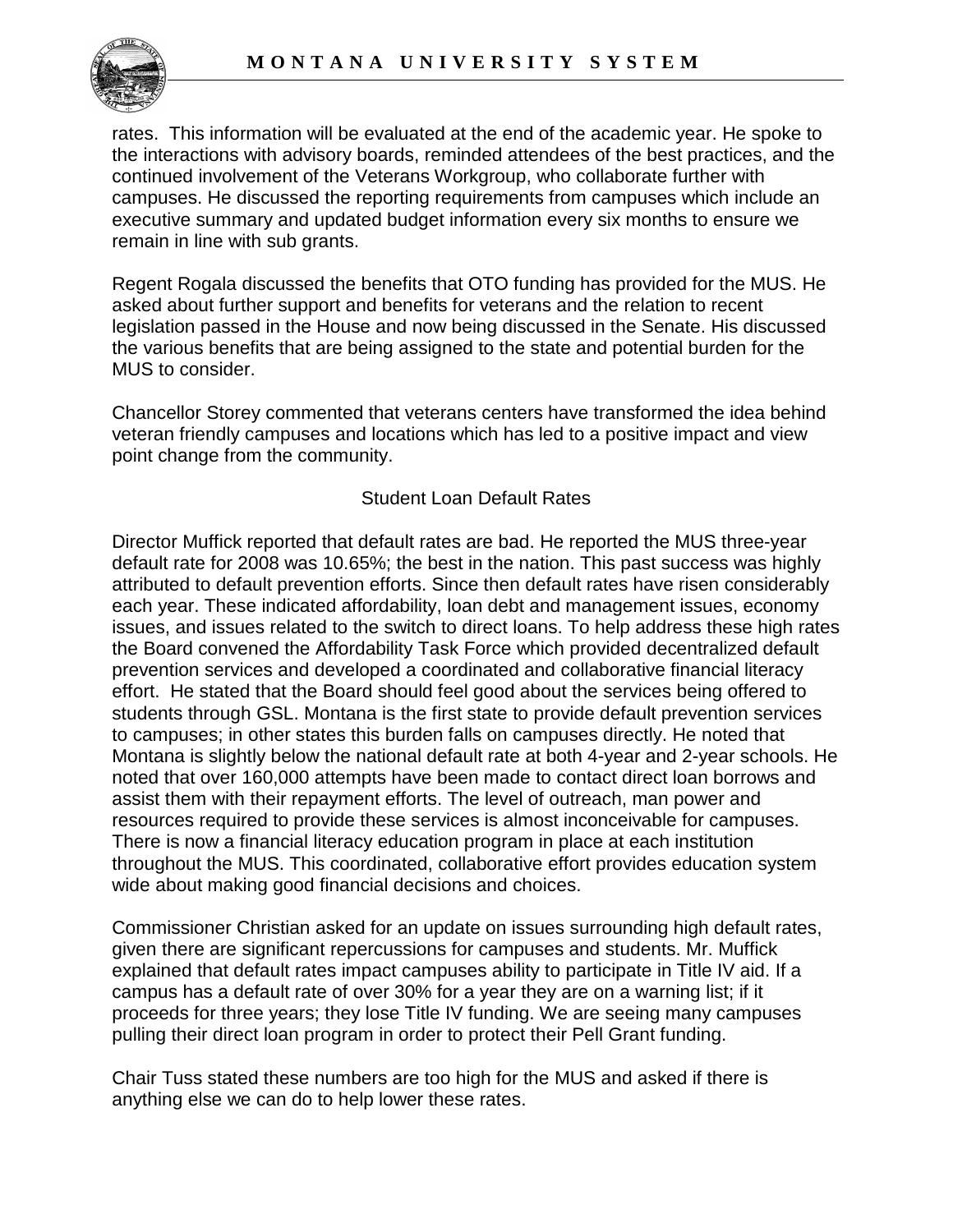rates. This information will be evaluated at the end of the academic year. He spoke to the interactions with advisory boards, reminded attendees of the best practices, and the continued involvement of the Veterans Workgroup, who collaborate further with campuses. He discussed the reporting requirements from campuses which include an executive summary and updated budget information every six months to ensure we remain in line with sub grants.

Regent Rogala discussed the benefits that OTO funding has provided for the MUS. He asked about further support and benefits for veterans and the relation to recent legislation passed in the House and now being discussed in the Senate. His discussed the various benefits that are being assigned to the state and potential burden for the MUS to consider.

Chancellor Storey commented that veterans centers have transformed the idea behind veteran friendly campuses and locations which has led to a positive impact and view point change from the community.

## Student Loan Default Rates

Director Muffick reported that default rates are bad. He reported the MUS three-year default rate for 2008 was 10.65%; the best in the nation. This past success was highly attributed to default prevention efforts. Since then default rates have risen considerably each year. These indicated affordability, loan debt and management issues, economy issues, and issues related to the switch to direct loans. To help address these high rates the Board convened the Affordability Task Force which provided decentralized default prevention services and developed a coordinated and collaborative financial literacy effort. He stated that the Board should feel good about the services being offered to students through GSL. Montana is the first state to provide default prevention services to campuses; in other states this burden falls on campuses directly. He noted that Montana is slightly below the national default rate at both 4-year and 2-year schools. He noted that over 160,000 attempts have been made to contact direct loan borrows and assist them with their repayment efforts. The level of outreach, man power and resources required to provide these services is almost inconceivable for campuses. There is now a financial literacy education program in place at each institution throughout the MUS. This coordinated, collaborative effort provides education system wide about making good financial decisions and choices.

Commissioner Christian asked for an update on issues surrounding high default rates, given there are significant repercussions for campuses and students. Mr. Muffick explained that default rates impact campuses ability to participate in Title IV aid. If a campus has a default rate of over 30% for a year they are on a warning list; if it proceeds for three years; they lose Title IV funding. We are seeing many campuses pulling their direct loan program in order to protect their Pell Grant funding.

Chair Tuss stated these numbers are too high for the MUS and asked if there is anything else we can do to help lower these rates.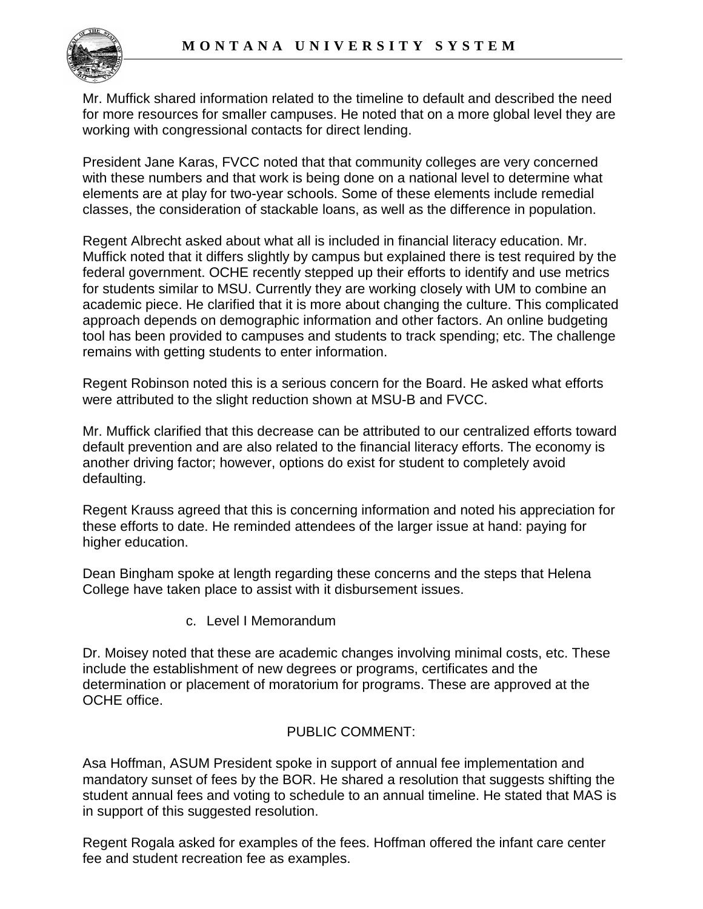Mr. Muffick shared information related to the timeline to default and described the need for more resources for smaller campuses. He noted that on a more global level they are working with congressional contacts for direct lending.

President Jane Karas, FVCC noted that that community colleges are very concerned with these numbers and that work is being done on a national level to determine what elements are at play for two-year schools. Some of these elements include remedial classes, the consideration of stackable loans, as well as the difference in population.

Regent Albrecht asked about what all is included in financial literacy education. Mr. Muffick noted that it differs slightly by campus but explained there is test required by the federal government. OCHE recently stepped up their efforts to identify and use metrics for students similar to MSU. Currently they are working closely with UM to combine an academic piece. He clarified that it is more about changing the culture. This complicated approach depends on demographic information and other factors. An online budgeting tool has been provided to campuses and students to track spending; etc. The challenge remains with getting students to enter information.

Regent Robinson noted this is a serious concern for the Board. He asked what efforts were attributed to the slight reduction shown at MSU-B and FVCC.

Mr. Muffick clarified that this decrease can be attributed to our centralized efforts toward default prevention and are also related to the financial literacy efforts. The economy is another driving factor; however, options do exist for student to completely avoid defaulting.

Regent Krauss agreed that this is concerning information and noted his appreciation for these efforts to date. He reminded attendees of the larger issue at hand: paying for higher education.

Dean Bingham spoke at length regarding these concerns and the steps that Helena College have taken place to assist with it disbursement issues.

c. Level I Memorandum

Dr. Moisey noted that these are academic changes involving minimal costs, etc. These include the establishment of new degrees or programs, certificates and the determination or placement of moratorium for programs. These are approved at the OCHE office.

PUBLIC COMMENT:

Asa Hoffman, ASUM President spoke in support of annual fee implementation and mandatory sunset of fees by the BOR. He shared a resolution that suggests shifting the student annual fees and voting to schedule to an annual timeline. He stated that MAS is in support of this suggested resolution.

Regent Rogala asked for examples of the fees. Hoffman offered the infant care center fee and student recreation fee as examples.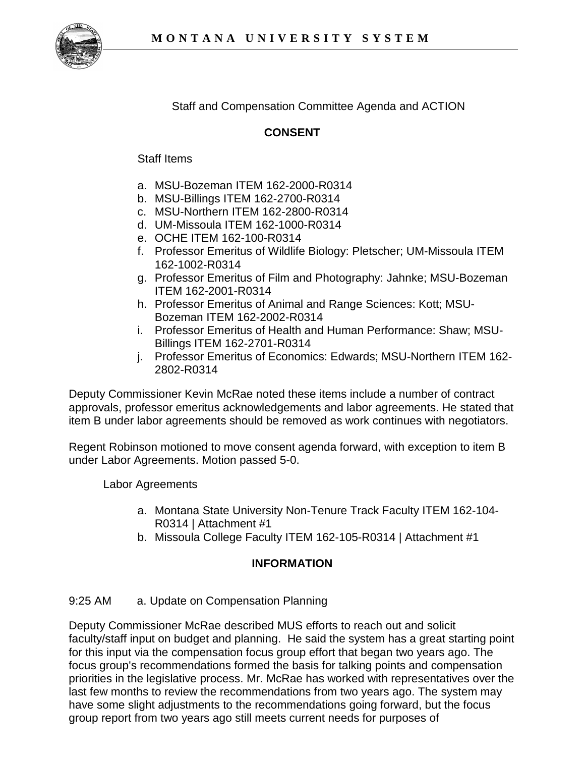Staff and Compensation Committee Agenda and ACTION

**CONSENT**

Staff Items

a. MSU-Bozeman ITEM 162-2000-R0314
b. MSU-Billings ITEM 162-2700-R0314
c. MSU-Northern ITEM 162-2800-R0314
d. UM-Missoula ITEM 162-1000-R0314
e. OCHE ITEM 162-100-R0314
f. Professor Emeritus of Wildlife Biology: Pletscher; UM-Missoula ITEM 162-1002-R0314
g. Professor Emeritus of Film and Photography: Jahnke; MSU-Bozeman ITEM 162-2001-R0314
h. Professor Emeritus of Animal and Range Sciences: Kott; MSU-Bozeman ITEM 162-2002-R0314
i. Professor Emeritus of Health and Human Performance: Shaw; MSU-Billings ITEM 162-2701-R0314
j. Professor Emeritus of Economics: Edwards; MSU-Northern ITEM 162-2802-R0314

Deputy Commissioner Kevin McRae noted these items include a number of contract approvals, professor emeritus acknowledgements and labor agreements. He stated that item B under labor agreements should be removed as work continues with negotiators.

Regent Robinson motioned to move consent agenda forward, with exception to item B under Labor Agreements. Motion passed 5-0.

Labor Agreements

a. Montana State University Non-Tenure Track Faculty ITEM 162-104-R0314 | Attachment #1
b. Missoula College Faculty ITEM 162-105-R0314 | Attachment #1

**INFORMATION**

9:25 AM a. Update on Compensation Planning

Deputy Commissioner McRae described MUS efforts to reach out and solicit faculty/staff input on budget and planning. He said the system has a great starting point for this input via the compensation focus group effort that began two years ago. The focus group's recommendations formed the basis for talking points and compensation priorities in the legislative process. Mr. McRae has worked with representatives over the last few months to review the recommendations from two years ago. The system may have some slight adjustments to the recommendations going forward, but the focus group report from two years ago still meets current needs for purposes of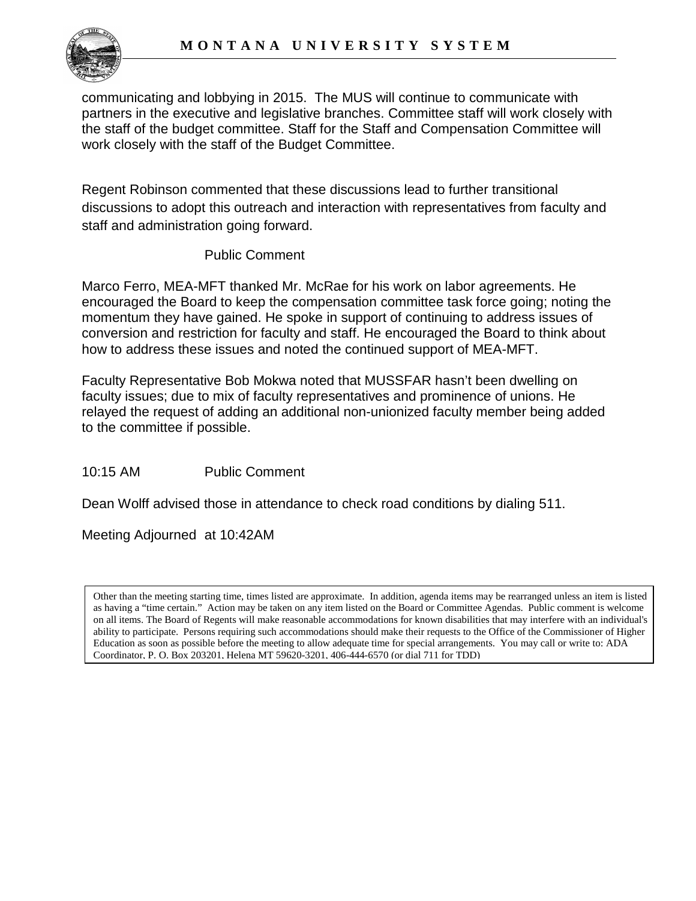communicating and lobbying in 2015. The MUS will continue to communicate with partners in the executive and legislative branches. Committee staff will work closely with the staff of the budget committee. Staff for the Staff and Compensation Committee will work closely with the staff of the Budget Committee.

Regent Robinson commented that these discussions lead to further transitional discussions to adopt this outreach and interaction with representatives from faculty and staff and administration going forward.

Public Comment

Marco Ferro, MEA-MFT thanked Mr. McRae for his work on labor agreements. He encouraged the Board to keep the compensation committee task force going; noting the momentum they have gained. He spoke in support of continuing to address issues of conversion and restriction for faculty and staff. He encouraged the Board to think about how to address these issues and noted the continued support of MEA-MFT.

Faculty Representative Bob Mokwa noted that MUSSFAR hasn't been dwelling on faculty issues; due to mix of faculty representatives and prominence of unions. He relayed the request of adding an additional non-unionized faculty member being added to the committee if possible.

10:15 AM Public Comment

Dean Wolff advised those in attendance to check road conditions by dialing 511.

Meeting Adjourned at 10:42AM

Other than the meeting starting time, times listed are approximate. In addition, agenda items may be rearranged unless an item is listed as having a "time certain." Action may be taken on any item listed on the Board or Committee Agendas. Public comment is welcome on all items. The Board of Regents will make reasonable accommodations for known disabilities that may interfere with an individual's ability to participate. Persons requiring such accommodations should make their requests to the Office of the Commissioner of Higher Education as soon as possible before the meeting to allow adequate time for special arrangements. You may call or write to: ADA Coordinator, P. O. Box 203201, Helena MT 59620-3201, 406-444-6570 (or dial 711 for TDD)